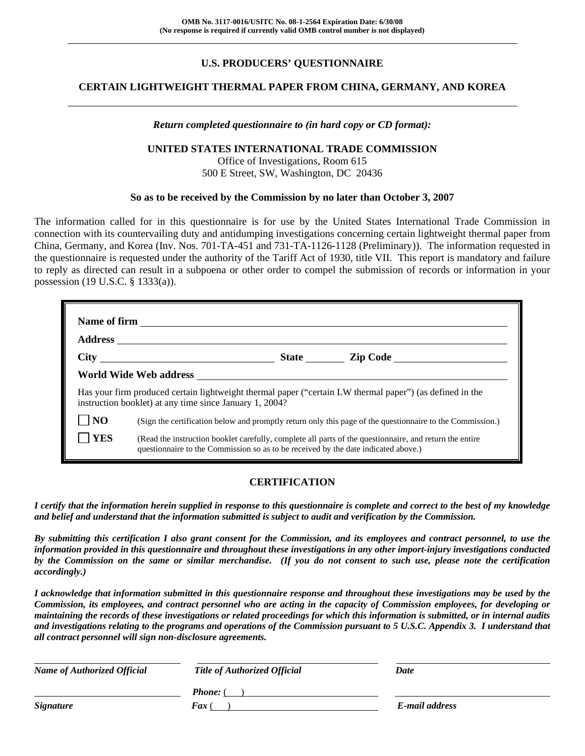**OMB No. 3117-0016/USITC No. 08-1-2564 Expiration Date: 6/30/08**
**(No response is required if currently valid OMB control number is not displayed)**

---

# U.S. PRODUCERS' QUESTIONNAIRE

## CERTAIN LIGHTWEIGHT THERMAL PAPER FROM CHINA, GERMANY, AND KOREA

---

***Return completed questionnaire to (in hard copy or CD format):***

**UNITED STATES INTERNATIONAL TRADE COMMISSION**
Office of Investigations, Room 615
500 E Street, SW, Washington, DC 20436

**So as to be received by the Commission by no later than October 3, 2007**

The information called for in this questionnaire is for use by the United States International Trade Commission in connection with its countervailing duty and antidumping investigations concerning certain lightweight thermal paper from China, Germany, and Korea (Inv. Nos. 701-TA-451 and 731-TA-1126-1128 (Preliminary)). The information requested in the questionnaire is requested under the authority of the Tariff Act of 1930, title VII. This report is mandatory and failure to reply as directed can result in a subpoena or other order to compel the submission of records or information in your possession (19 U.S.C. § 1333(a)).

**Name of firm** ____________________

**Address** ____________________

**City** ____________________ **State** ________ **Zip Code** ____________________

**World Wide Web address** ____________________

Has your firm produced certain lightweight thermal paper ("certain LW thermal paper") (as defined in the instruction booklet) at any time since January 1, 2004?

☐ **NO** (Sign the certification below and promptly return only this page of the questionnaire to the Commission.)

☐ **YES** (Read the instruction booklet carefully, complete all parts of the questionnaire, and return the entire questionnaire to the Commission so as to be received by the date indicated above.)

### CERTIFICATION

***I certify that the information herein supplied in response to this questionnaire is complete and correct to the best of my knowledge and belief and understand that the information submitted is subject to audit and verification by the Commission.***

***By submitting this certification I also grant consent for the Commission, and its employees and contract personnel, to use the information provided in this questionnaire and throughout these investigations in any other import-injury investigations conducted by the Commission on the same or similar merchandise. (If you do not consent to such use, please note the certification accordingly.)***

***I acknowledge that information submitted in this questionnaire response and throughout these investigations may be used by the Commission, its employees, and contract personnel who are acting in the capacity of Commission employees, for developing or maintaining the records of these investigations or related proceedings for which this information is submitted, or in internal audits and investigations relating to the programs and operations of the Commission pursuant to 5 U.S.C. Appendix 3. I understand that all contract personnel will sign non-disclosure agreements.***

| ____________________ | ____________________ | ____________________ |
|---|---|---|
| ***Name of Authorized Official*** | ***Title of Authorized Official*** | ***Date*** |
| ____________________ | ***Phone:*** (   ) ____________________ | ____________________ |
| ***Signature*** | ***Fax*** (   ) ____________________ | ***E-mail address*** |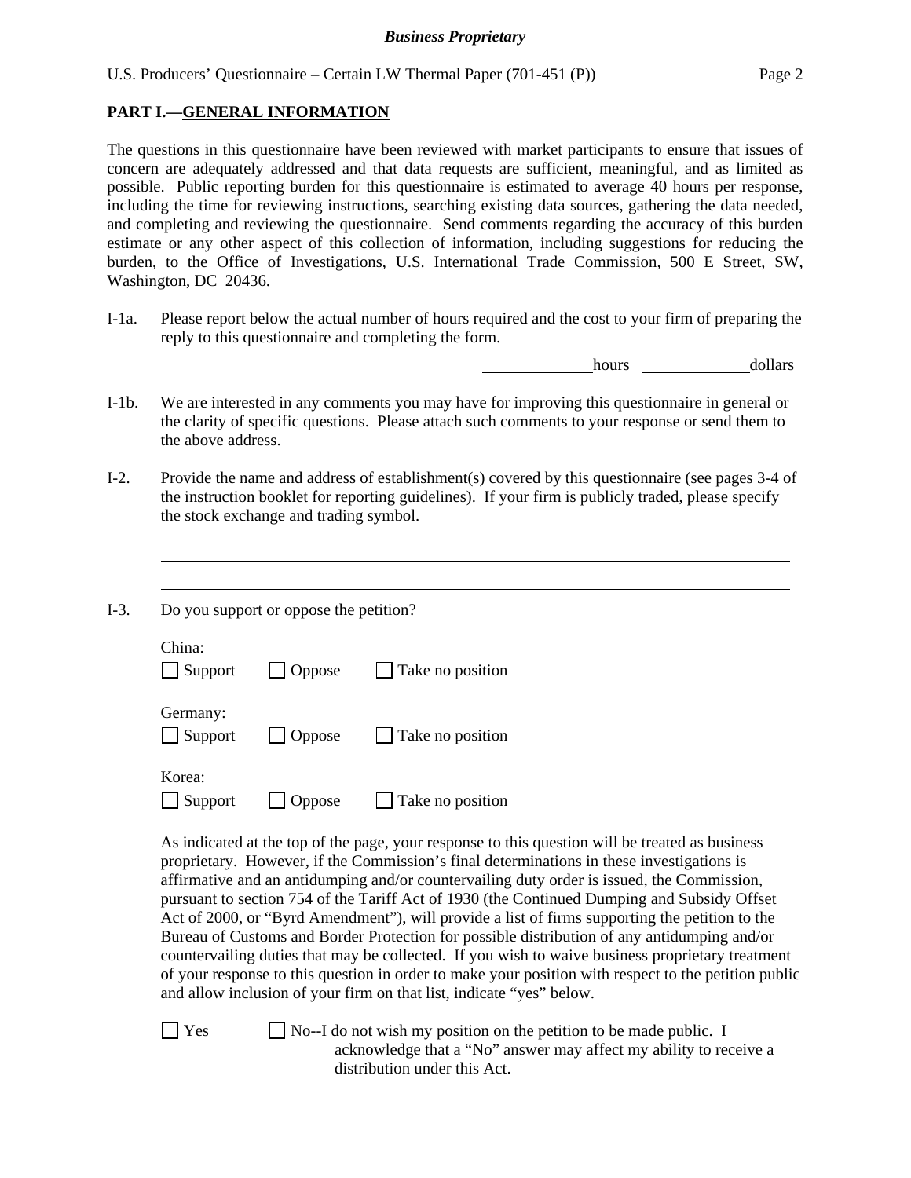## PART I.—GENERAL INFORMATION

The questions in this questionnaire have been reviewed with market participants to ensure that issues of concern are adequately addressed and that data requests are sufficient, meaningful, and as limited as possible. Public reporting burden for this questionnaire is estimated to average 40 hours per response, including the time for reviewing instructions, searching existing data sources, gathering the data needed, and completing and reviewing the questionnaire. Send comments regarding the accuracy of this burden estimate or any other aspect of this collection of information, including suggestions for reducing the burden, to the Office of Investigations, U.S. International Trade Commission, 500 E Street, SW, Washington, DC 20436.

I-1a. Please report below the actual number of hours required and the cost to your firm of preparing the reply to this questionnaire and completing the form.

_____________ hours _____________ dollars

I-1b. We are interested in any comments you may have for improving this questionnaire in general or the clarity of specific questions. Please attach such comments to your response or send them to the above address.

I-2. Provide the name and address of establishment(s) covered by this questionnaire (see pages 3-4 of the instruction booklet for reporting guidelines). If your firm is publicly traded, please specify the stock exchange and trading symbol.

______________________________________________________________________________

______________________________________________________________________________

I-3. Do you support or oppose the petition?

China:
☐ Support ☐ Oppose ☐ Take no position

Germany:
☐ Support ☐ Oppose ☐ Take no position

Korea:
☐ Support ☐ Oppose ☐ Take no position

As indicated at the top of the page, your response to this question will be treated as business proprietary. However, if the Commission's final determinations in these investigations is affirmative and an antidumping and/or countervailing duty order is issued, the Commission, pursuant to section 754 of the Tariff Act of 1930 (the Continued Dumping and Subsidy Offset Act of 2000, or "Byrd Amendment"), will provide a list of firms supporting the petition to the Bureau of Customs and Border Protection for possible distribution of any antidumping and/or countervailing duties that may be collected. If you wish to waive business proprietary treatment of your response to this question in order to make your position with respect to the petition public and allow inclusion of your firm on that list, indicate "yes" below.

☐ Yes ☐ No--I do not wish my position on the petition to be made public. I acknowledge that a "No" answer may affect my ability to receive a distribution under this Act.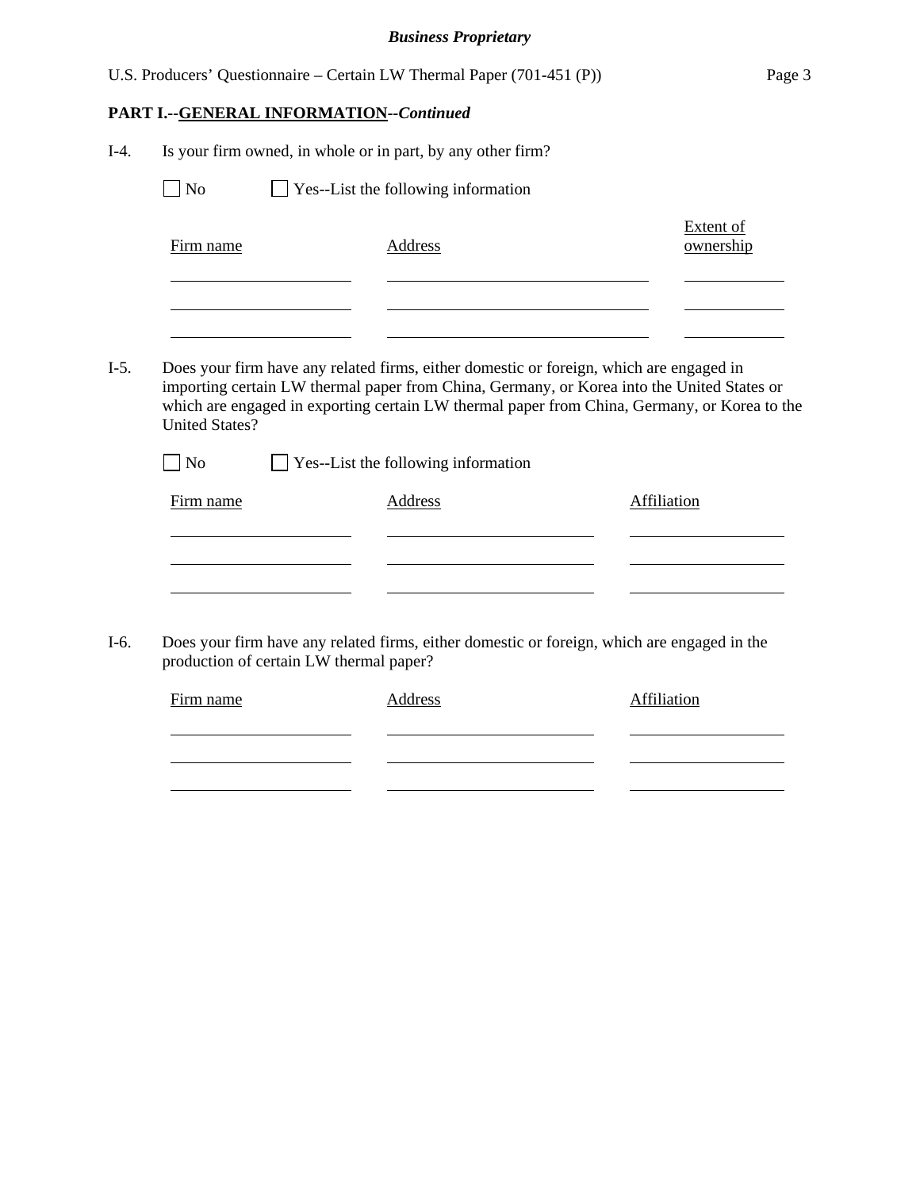**PART I.--GENERAL INFORMATION--*Continued***

I-4. Is your firm owned, in whole or in part, by any other firm?

☐ No ☐ Yes--List the following information

| Firm name | Address | Extent of ownership |
|---|---|---|
| | | |
| | | |
| | | |

I-5. Does your firm have any related firms, either domestic or foreign, which are engaged in importing certain LW thermal paper from China, Germany, or Korea into the United States or which are engaged in exporting certain LW thermal paper from China, Germany, or Korea to the United States?

☐ No ☐ Yes--List the following information

| Firm name | Address | Affiliation |
|---|---|---|
| | | |
| | | |
| | | |

I-6. Does your firm have any related firms, either domestic or foreign, which are engaged in the production of certain LW thermal paper?

| Firm name | Address | Affiliation |
|---|---|---|
| | | |
| | | |
| | | |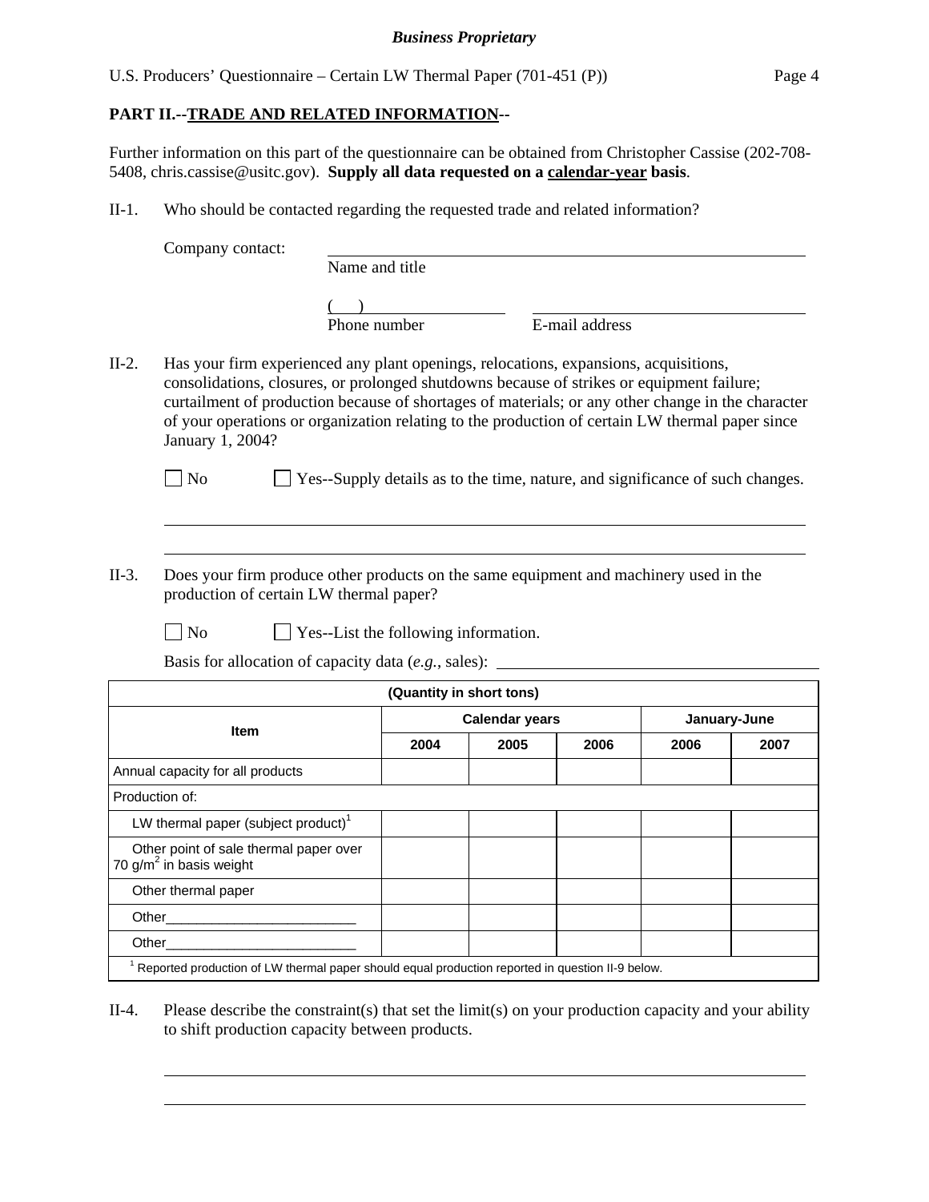**PART II.--TRADE AND RELATED INFORMATION--**

Further information on this part of the questionnaire can be obtained from Christopher Cassise (202-708-5408, chris.cassise@usitc.gov). **Supply all data requested on a calendar-year basis**.

II-1. Who should be contacted regarding the requested trade and related information?

Company contact: ______________________________
Name and title

(    ) ______________ ______________________
Phone number E-mail address

II-2. Has your firm experienced any plant openings, relocations, expansions, acquisitions, consolidations, closures, or prolonged shutdowns because of strikes or equipment failure; curtailment of production because of shortages of materials; or any other change in the character of your operations or organization relating to the production of certain LW thermal paper since January 1, 2004?

☐ No ☐ Yes--Supply details as to the time, nature, and significance of such changes.

______________________________________________________________________________

______________________________________________________________________________

II-3. Does your firm produce other products on the same equipment and machinery used in the production of certain LW thermal paper?

☐ No ☐ Yes--List the following information.

Basis for allocation of capacity data (*e.g.*, sales): ______________________________

| (Quantity in short tons) | | | | | |
|---|---|---|---|---|---|
| Item | Calendar years | | | January-June | |
| | 2004 | 2005 | 2006 | 2006 | 2007 |
| Annual capacity for all products | | | | | |
| Production of: | | | | | |
| LW thermal paper (subject product)[1] | | | | | |
| Other point of sale thermal paper over 70 g/m[2] in basis weight | | | | | |
| Other thermal paper | | | | | |
| Other________________________ | | | | | |
| Other________________________ | | | | | |

[1] Reported production of LW thermal paper should equal production reported in question II-9 below.

II-4. Please describe the constraint(s) that set the limit(s) on your production capacity and your ability to shift production capacity between products.

______________________________________________________________________________

______________________________________________________________________________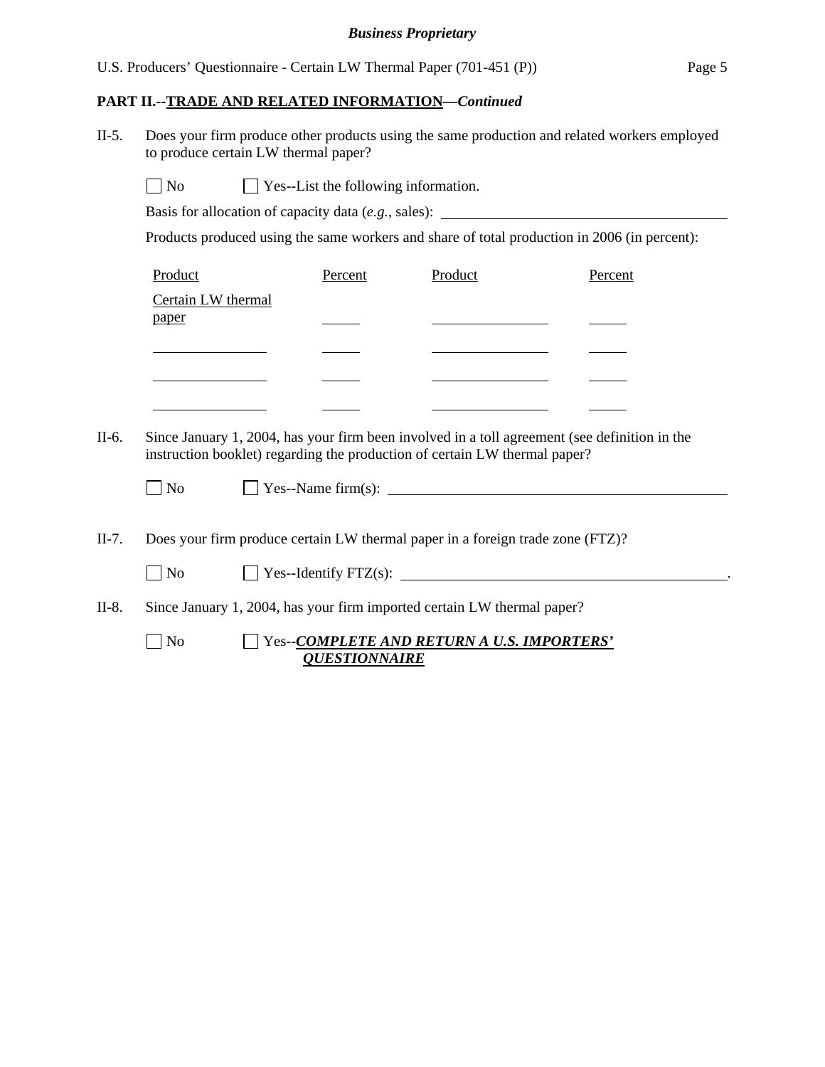**PART II.--TRADE AND RELATED INFORMATION—*Continued***

II-5. Does your firm produce other products using the same production and related workers employed to produce certain LW thermal paper?

☐ No ☐ Yes--List the following information.

Basis for allocation of capacity data (*e.g.*, sales): \_\_\_\_\_\_\_\_\_\_\_\_\_\_\_\_\_\_\_\_

Products produced using the same workers and share of total production in 2006 (in percent):

| Product | Percent | Product | Percent |
|---|---|---|---|
| Certain LW thermal paper | \_\_\_\_ | \_\_\_\_\_\_\_\_ | \_\_\_\_ |
| \_\_\_\_\_\_\_\_ | \_\_\_\_ | \_\_\_\_\_\_\_\_ | \_\_\_\_ |
| \_\_\_\_\_\_\_\_ | \_\_\_\_ | \_\_\_\_\_\_\_\_ | \_\_\_\_ |
| \_\_\_\_\_\_\_\_ | \_\_\_\_ | \_\_\_\_\_\_\_\_ | \_\_\_\_ |

II-6. Since January 1, 2004, has your firm been involved in a toll agreement (see definition in the instruction booklet) regarding the production of certain LW thermal paper?

☐ No ☐ Yes--Name firm(s): \_\_\_\_\_\_\_\_\_\_\_\_\_\_\_\_\_\_\_\_

II-7. Does your firm produce certain LW thermal paper in a foreign trade zone (FTZ)?

☐ No ☐ Yes--Identify FTZ(s): \_\_\_\_\_\_\_\_\_\_\_\_\_\_\_\_\_\_\_\_.

II-8. Since January 1, 2004, has your firm imported certain LW thermal paper?

☐ No ☐ Yes--***COMPLETE AND RETURN A U.S. IMPORTERS' QUESTIONNAIRE***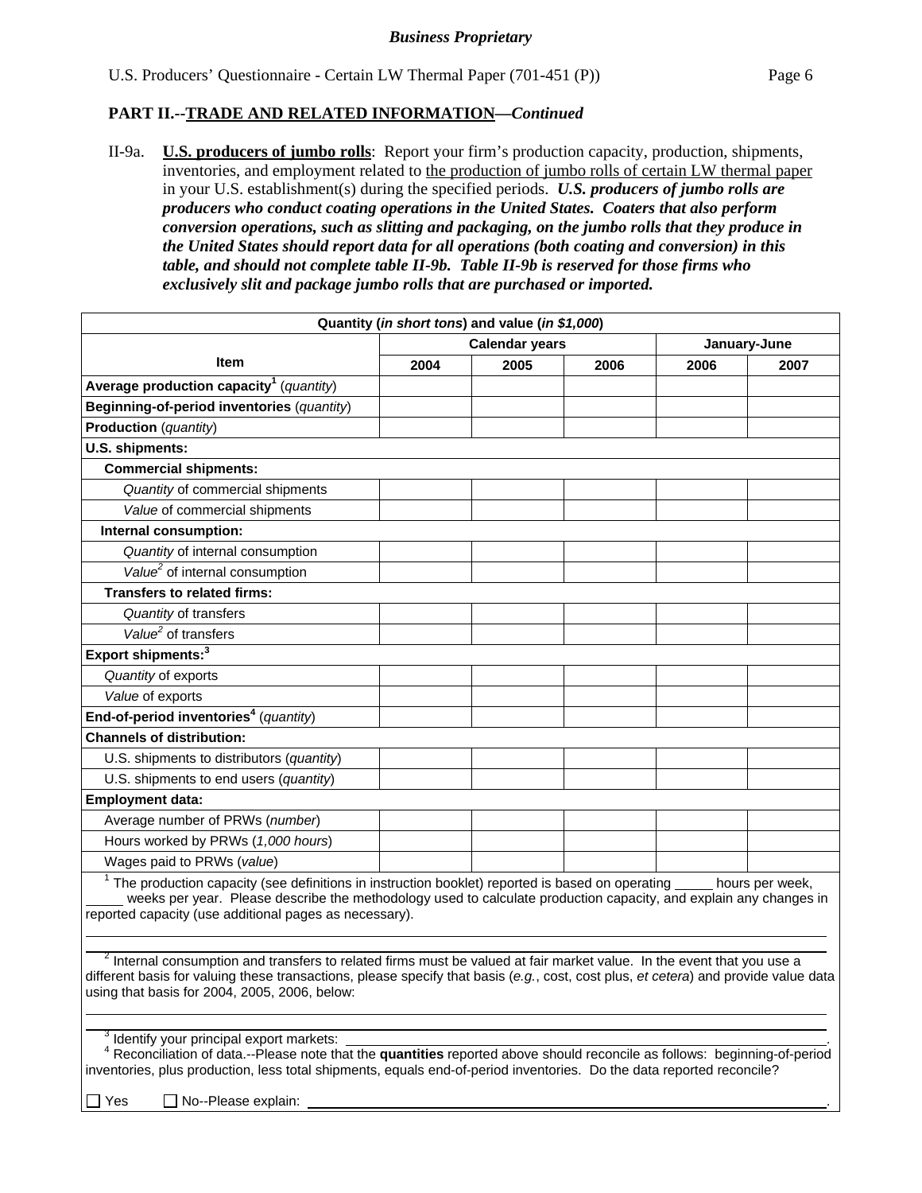**Business Proprietary**

U.S. Producers' Questionnaire - Certain LW Thermal Paper (701-451 (P))

**PART II.--TRADE AND RELATED INFORMATION—*Continued***

II-9a. **U.S. producers of jumbo rolls**: Report your firm's production capacity, production, shipments, inventories, and employment related to the production of jumbo rolls of certain LW thermal paper in your U.S. establishment(s) during the specified periods. ***U.S. producers of jumbo rolls are producers who conduct coating operations in the United States. Coaters that also perform conversion operations, such as slitting and packaging, on the jumbo rolls that they produce in the United States should report data for all operations (both coating and conversion) in this table, and should not complete table II-9b. Table II-9b is reserved for those firms who exclusively slit and package jumbo rolls that are purchased or imported.***

| Quantity (*in short tons*) and value (*in $1,000*) | | | | | |
|---|---|---|---|---|---|
| Item | Calendar years | | | January-June | |
| | 2004 | 2005 | 2006 | 2006 | 2007 |
| **Average production capacity[1]** (*quantity*) | | | | | |
| **Beginning-of-period inventories** (*quantity*) | | | | | |
| **Production** (*quantity*) | | | | | |
| **U.S. shipments:** | | | | | |
| **Commercial shipments:** | | | | | |
| *Quantity* of commercial shipments | | | | | |
| *Value* of commercial shipments | | | | | |
| **Internal consumption:** | | | | | |
| *Quantity* of internal consumption | | | | | |
| *Value[2]* of internal consumption | | | | | |
| **Transfers to related firms:** | | | | | |
| *Quantity* of transfers | | | | | |
| *Value[2]* of transfers | | | | | |
| **Export shipments:[3]** | | | | | |
| *Quantity* of exports | | | | | |
| *Value* of exports | | | | | |
| **End-of-period inventories[4]** (*quantity*) | | | | | |
| **Channels of distribution:** | | | | | |
| U.S. shipments to distributors (*quantity*) | | | | | |
| U.S. shipments to end users (*quantity*) | | | | | |
| **Employment data:** | | | | | |
| Average number of PRWs (*number*) | | | | | |
| Hours worked by PRWs (*1,000 hours*) | | | | | |
| Wages paid to PRWs (*value*) | | | | | |

[1] The production capacity (see definitions in instruction booklet) reported is based on operating _____ hours per week, _____ weeks per year. Please describe the methodology used to calculate production capacity, and explain any changes in reported capacity (use additional pages as necessary).

[2] Internal consumption and transfers to related firms must be valued at fair market value. In the event that you use a different basis for valuing these transactions, please specify that basis (*e.g.*, cost, cost plus, *et cetera*) and provide value data using that basis for 2004, 2005, 2006, below:

[3] Identify your principal export markets: ______________________.

[4] Reconciliation of data.--Please note that the **quantities** reported above should reconcile as follows: beginning-of-period inventories, plus production, less total shipments, equals end-of-period inventories. Do the data reported reconcile?

☐ Yes ☐ No--Please explain: ______________________.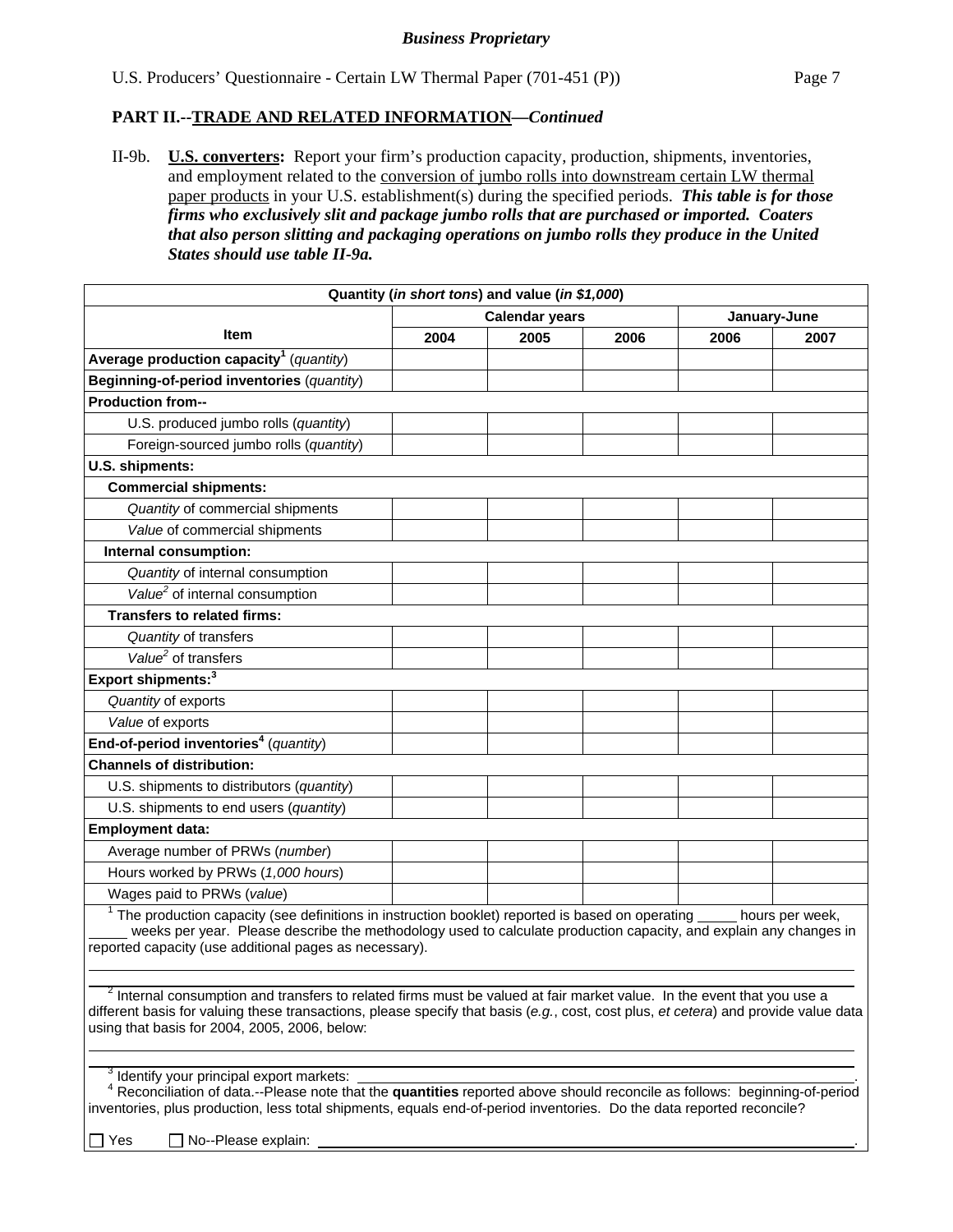**PART II.--TRADE AND RELATED INFORMATION—*Continued***

II-9b. **U.S. converters:** Report your firm's production capacity, production, shipments, inventories, and employment related to the conversion of jumbo rolls into downstream certain LW thermal paper products in your U.S. establishment(s) during the specified periods. ***This table is for those firms who exclusively slit and package jumbo rolls that are purchased or imported. Coaters that also person slitting and packaging operations on jumbo rolls they produce in the United States should use table II-9a.***

| Quantity (*in short tons*) and value (*in $1,000*) | | | | | |
|---|---|---|---|---|---|
| Item | Calendar years | | | January-June | |
| | 2004 | 2005 | 2006 | 2006 | 2007 |
| **Average production capacity**[1] (*quantity*) | | | | | |
| **Beginning-of-period inventories** (*quantity*) | | | | | |
| **Production from--** | | | | | |
| U.S. produced jumbo rolls (*quantity*) | | | | | |
| Foreign-sourced jumbo rolls (*quantity*) | | | | | |
| **U.S. shipments:** | | | | | |
| **Commercial shipments:** | | | | | |
| *Quantity* of commercial shipments | | | | | |
| *Value* of commercial shipments | | | | | |
| **Internal consumption:** | | | | | |
| *Quantity* of internal consumption | | | | | |
| *Value*[2] of internal consumption | | | | | |
| **Transfers to related firms:** | | | | | |
| *Quantity* of transfers | | | | | |
| *Value*[2] of transfers | | | | | |
| **Export shipments:**[3] | | | | | |
| *Quantity* of exports | | | | | |
| *Value* of exports | | | | | |
| **End-of-period inventories**[4] (*quantity*) | | | | | |
| **Channels of distribution:** | | | | | |
| U.S. shipments to distributors (*quantity*) | | | | | |
| U.S. shipments to end users (*quantity*) | | | | | |
| **Employment data:** | | | | | |
| Average number of PRWs (*number*) | | | | | |
| Hours worked by PRWs (*1,000 hours*) | | | | | |
| Wages paid to PRWs (*value*) | | | | | |

[1] The production capacity (see definitions in instruction booklet) reported is based on operating _____ hours per week, _____ weeks per year. Please describe the methodology used to calculate production capacity, and explain any changes in reported capacity (use additional pages as necessary).

[2] Internal consumption and transfers to related firms must be valued at fair market value. In the event that you use a different basis for valuing these transactions, please specify that basis (*e.g.*, cost, cost plus, *et cetera*) and provide value data using that basis for 2004, 2005, 2006, below:

[3] Identify your principal export markets: ______________________________.

[4] Reconciliation of data.--Please note that the **quantities** reported above should reconcile as follows: beginning-of-period inventories, plus production, less total shipments, equals end-of-period inventories. Do the data reported reconcile?

☐ Yes ☐ No--Please explain: ______________________________.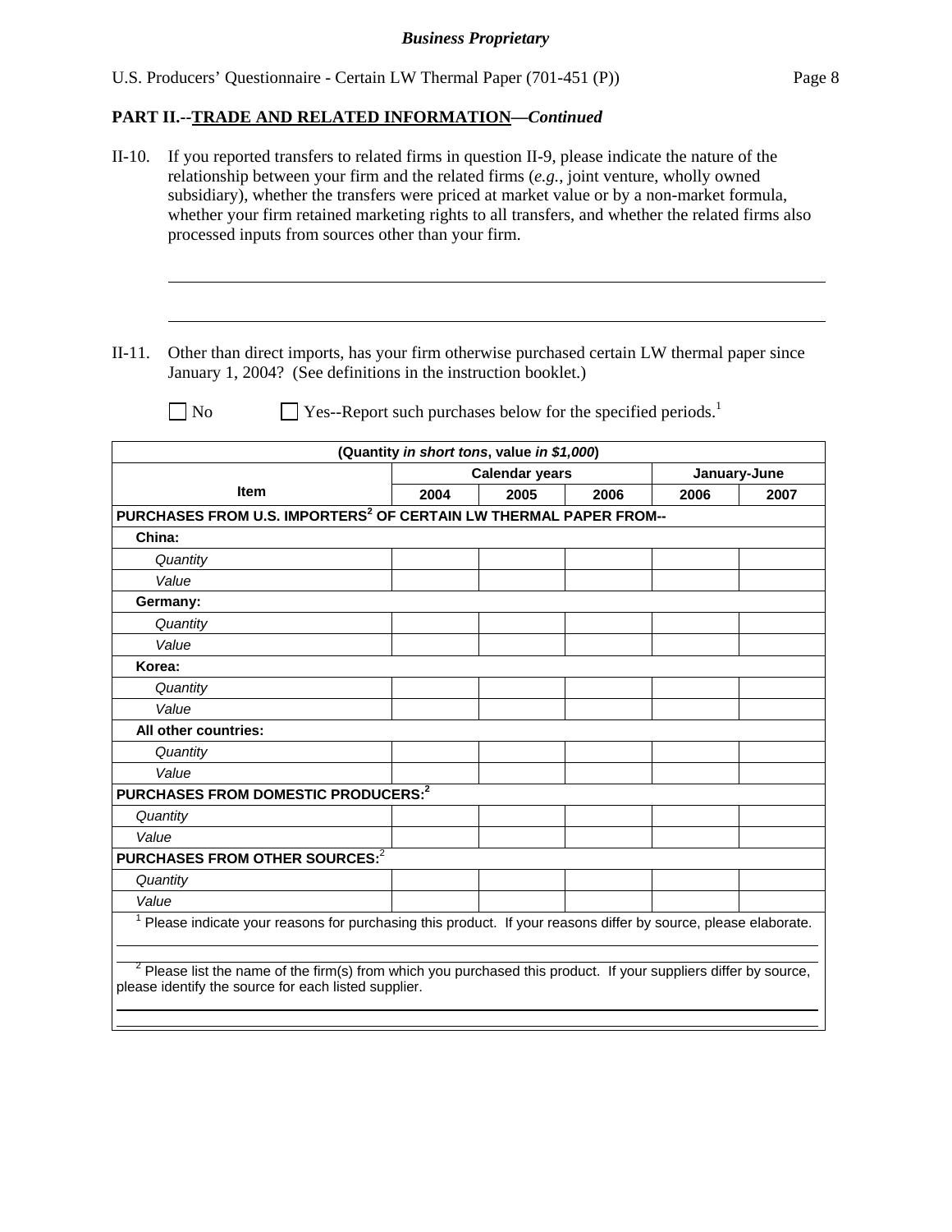**Business Proprietary**

**PART II.--TRADE AND RELATED INFORMATION—*Continued***

II-10. If you reported transfers to related firms in question II-9, please indicate the nature of the relationship between your firm and the related firms (*e.g.*, joint venture, wholly owned subsidiary), whether the transfers were priced at market value or by a non-market formula, whether your firm retained marketing rights to all transfers, and whether the related firms also processed inputs from sources other than your firm.

\_\_\_\_\_\_\_\_\_\_\_\_\_\_\_\_\_\_\_\_\_\_\_\_\_\_\_\_\_\_\_\_\_\_\_\_\_\_\_\_\_\_\_\_\_\_\_\_\_\_\_\_\_\_\_\_\_\_\_\_\_\_\_\_\_\_\_\_\_\_\_\_

\_\_\_\_\_\_\_\_\_\_\_\_\_\_\_\_\_\_\_\_\_\_\_\_\_\_\_\_\_\_\_\_\_\_\_\_\_\_\_\_\_\_\_\_\_\_\_\_\_\_\_\_\_\_\_\_\_\_\_\_\_\_\_\_\_\_\_\_\_\_\_\_

II-11. Other than direct imports, has your firm otherwise purchased certain LW thermal paper since January 1, 2004? (See definitions in the instruction booklet.)

☐ No ☐ Yes--Report such purchases below for the specified periods.[1]

| (Quantity *in short tons*, value *in $1,000*) | | | | | |
|---|---|---|---|---|---|
| Item | Calendar years | | | January-June | |
| | 2004 | 2005 | 2006 | 2006 | 2007 |
| **PURCHASES FROM U.S. IMPORTERS[2] OF CERTAIN LW THERMAL PAPER FROM--** | | | | | |
| **China:** | | | | | |
| *Quantity* | | | | | |
| *Value* | | | | | |
| **Germany:** | | | | | |
| *Quantity* | | | | | |
| *Value* | | | | | |
| **Korea:** | | | | | |
| *Quantity* | | | | | |
| *Value* | | | | | |
| **All other countries:** | | | | | |
| *Quantity* | | | | | |
| *Value* | | | | | |
| **PURCHASES FROM DOMESTIC PRODUCERS:[2]** | | | | | |
| *Quantity* | | | | | |
| *Value* | | | | | |
| **PURCHASES FROM OTHER SOURCES:[2]** | | | | | |
| *Quantity* | | | | | |
| *Value* | | | | | |

[1] Please indicate your reasons for purchasing this product. If your reasons differ by source, please elaborate.

\_\_\_\_\_\_\_\_\_\_\_\_\_\_\_\_\_\_\_\_\_\_\_\_\_\_\_\_\_\_\_\_\_\_\_\_\_\_\_\_\_\_\_\_\_\_\_\_\_\_\_\_\_\_\_\_\_\_\_\_\_\_\_\_\_\_\_\_\_\_\_\_

[2] Please list the name of the firm(s) from which you purchased this product. If your suppliers differ by source, please identify the source for each listed supplier.

\_\_\_\_\_\_\_\_\_\_\_\_\_\_\_\_\_\_\_\_\_\_\_\_\_\_\_\_\_\_\_\_\_\_\_\_\_\_\_\_\_\_\_\_\_\_\_\_\_\_\_\_\_\_\_\_\_\_\_\_\_\_\_\_\_\_\_\_\_\_\_\_

\_\_\_\_\_\_\_\_\_\_\_\_\_\_\_\_\_\_\_\_\_\_\_\_\_\_\_\_\_\_\_\_\_\_\_\_\_\_\_\_\_\_\_\_\_\_\_\_\_\_\_\_\_\_\_\_\_\_\_\_\_\_\_\_\_\_\_\_\_\_\_\_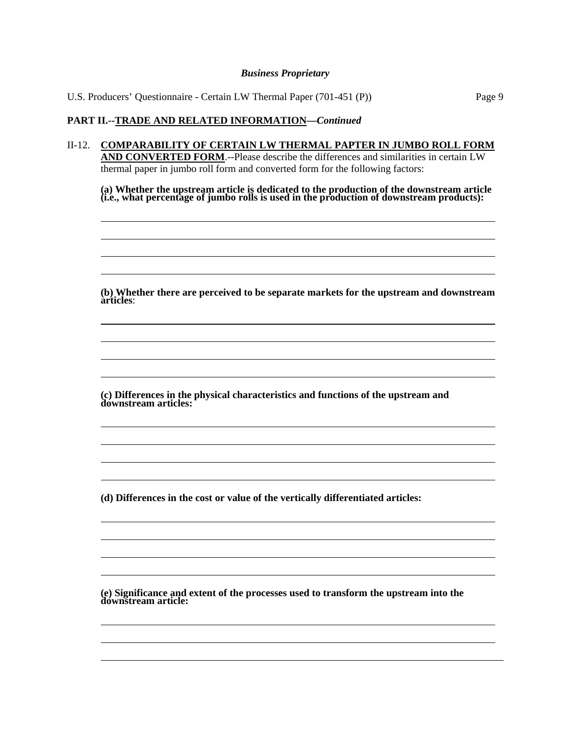## PART II.--TRADE AND RELATED INFORMATION—*Continued*

II-12. **COMPARABILITY OF CERTAIN LW THERMAL PAPTER IN JUMBO ROLL FORM AND CONVERTED FORM**.--Please describe the differences and similarities in certain LW thermal paper in jumbo roll form and converted form for the following factors:

**(a) Whether the upstream article is dedicated to the production of the downstream article (i.e., what percentage of jumbo rolls is used in the production of downstream products):**

______________________________________________________________________

______________________________________________________________________

______________________________________________________________________

______________________________________________________________________

**(b) Whether there are perceived to be separate markets for the upstream and downstream articles**:

______________________________________________________________________

______________________________________________________________________

______________________________________________________________________

______________________________________________________________________

**(c) Differences in the physical characteristics and functions of the upstream and downstream articles:**

______________________________________________________________________

______________________________________________________________________

______________________________________________________________________

______________________________________________________________________

**(d) Differences in the cost or value of the vertically differentiated articles:**

______________________________________________________________________

______________________________________________________________________

______________________________________________________________________

______________________________________________________________________

**(e) Significance and extent of the processes used to transform the upstream into the downstream article:**

______________________________________________________________________

______________________________________________________________________

______________________________________________________________________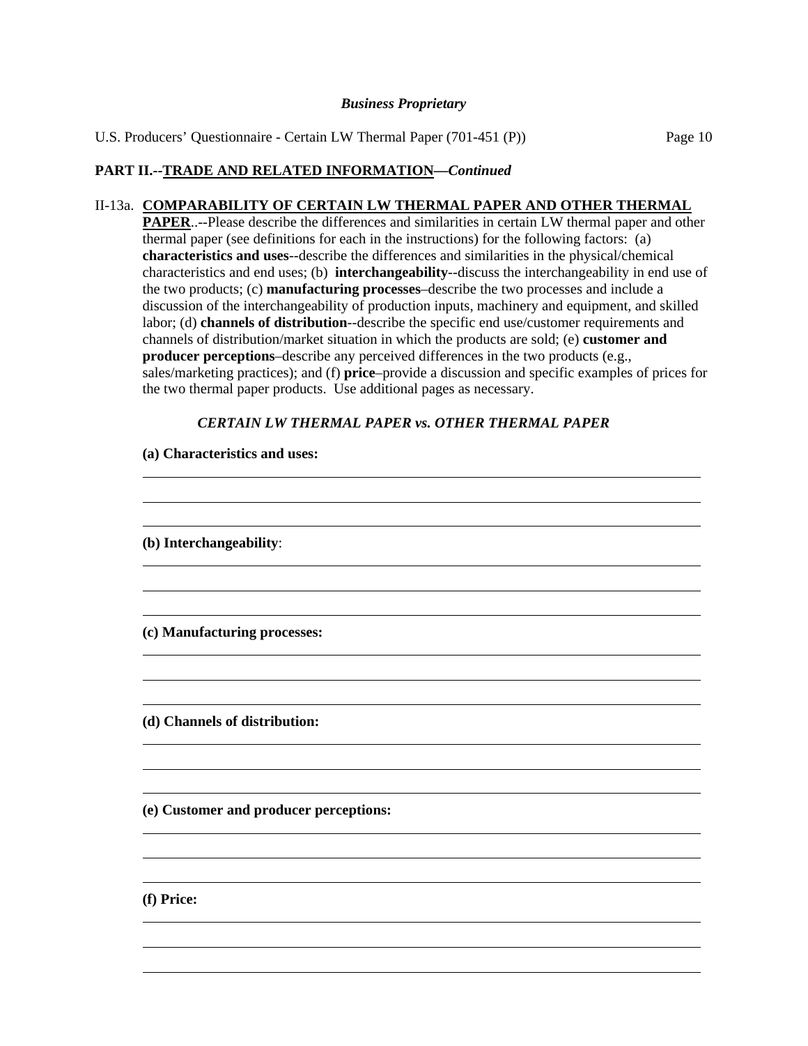*Business Proprietary*

U.S. Producers' Questionnaire - Certain LW Thermal Paper (701-451 (P))

## PART II.--TRADE AND RELATED INFORMATION—*Continued*

II-13a. **COMPARABILITY OF CERTAIN LW THERMAL PAPER AND OTHER THERMAL PAPER**..--Please describe the differences and similarities in certain LW thermal paper and other thermal paper (see definitions for each in the instructions) for the following factors: (a) **characteristics and uses**--describe the differences and similarities in the physical/chemical characteristics and end uses; (b) **interchangeability**--discuss the interchangeability in end use of the two products; (c) **manufacturing processes**–describe the two processes and include a discussion of the interchangeability of production inputs, machinery and equipment, and skilled labor; (d) **channels of distribution**--describe the specific end use/customer requirements and channels of distribution/market situation in which the products are sold; (e) **customer and producer perceptions**–describe any perceived differences in the two products (e.g., sales/marketing practices); and (f) **price**–provide a discussion and specific examples of prices for the two thermal paper products. Use additional pages as necessary.

***CERTAIN LW THERMAL PAPER vs. OTHER THERMAL PAPER***

**(a) Characteristics and uses:**

______________________________________________________________________

______________________________________________________________________

______________________________________________________________________

**(b) Interchangeability**:

______________________________________________________________________

______________________________________________________________________

______________________________________________________________________

**(c) Manufacturing processes:**

______________________________________________________________________

______________________________________________________________________

______________________________________________________________________

**(d) Channels of distribution:**

______________________________________________________________________

______________________________________________________________________

______________________________________________________________________

**(e) Customer and producer perceptions:**

______________________________________________________________________

______________________________________________________________________

______________________________________________________________________

**(f) Price:**

______________________________________________________________________

______________________________________________________________________

______________________________________________________________________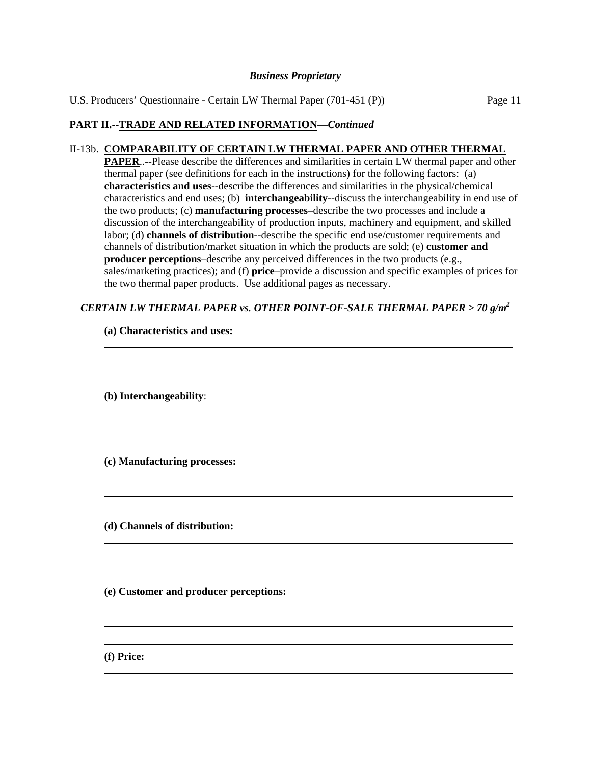*Business Proprietary*

## PART II.--TRADE AND RELATED INFORMATION—*Continued*

II-13b. **COMPARABILITY OF CERTAIN LW THERMAL PAPER AND OTHER THERMAL PAPER**..--Please describe the differences and similarities in certain LW thermal paper and other thermal paper (see definitions for each in the instructions) for the following factors: (a) **characteristics and uses**--describe the differences and similarities in the physical/chemical characteristics and end uses; (b) **interchangeability**--discuss the interchangeability in end use of the two products; (c) **manufacturing processes**–describe the two processes and include a discussion of the interchangeability of production inputs, machinery and equipment, and skilled labor; (d) **channels of distribution**--describe the specific end use/customer requirements and channels of distribution/market situation in which the products are sold; (e) **customer and producer perceptions**–describe any perceived differences in the two products (e.g., sales/marketing practices); and (f) **price**–provide a discussion and specific examples of prices for the two thermal paper products. Use additional pages as necessary.

***CERTAIN LW THERMAL PAPER vs. OTHER POINT-OF-SALE THERMAL PAPER > 70 g/m$^2$***

**(a) Characteristics and uses:**

______________________________________________________________________

______________________________________________________________________

______________________________________________________________________

**(b) Interchangeability**:

______________________________________________________________________

______________________________________________________________________

______________________________________________________________________

**(c) Manufacturing processes:**

______________________________________________________________________

______________________________________________________________________

______________________________________________________________________

**(d) Channels of distribution:**

______________________________________________________________________

______________________________________________________________________

______________________________________________________________________

**(e) Customer and producer perceptions:**

______________________________________________________________________

______________________________________________________________________

______________________________________________________________________

**(f) Price:**

______________________________________________________________________

______________________________________________________________________

______________________________________________________________________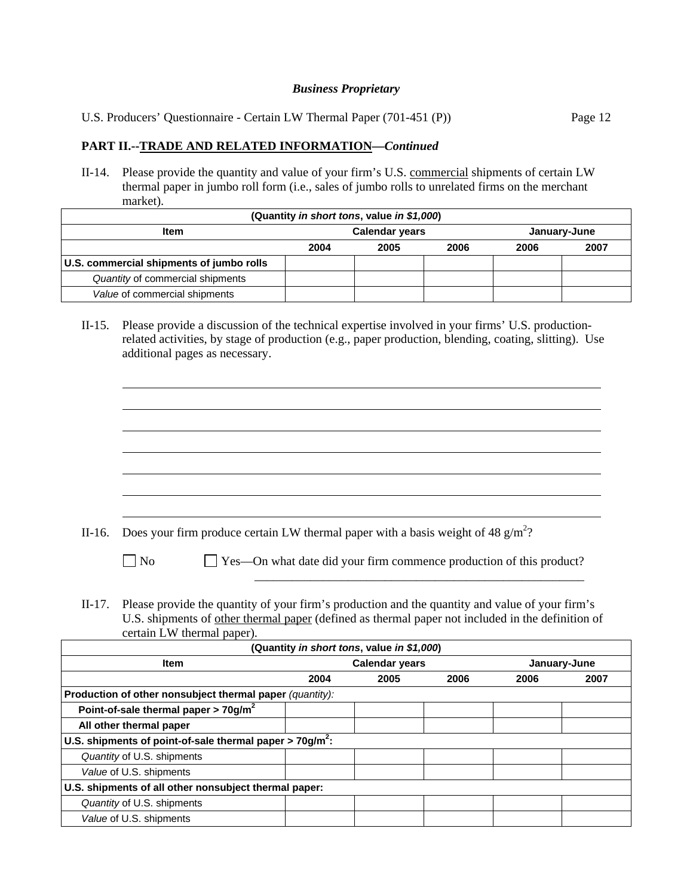*Business Proprietary*

U.S. Producers' Questionnaire - Certain LW Thermal Paper (701-451 (P))

## PART II.--TRADE AND RELATED INFORMATION—*Continued*

II-14. Please provide the quantity and value of your firm's U.S. commercial shipments of certain LW thermal paper in jumbo roll form (i.e., sales of jumbo rolls to unrelated firms on the merchant market).

| (Quantity *in short tons*, value *in $1,000*) | | | | | |
|---|---|---|---|---|---|
| **Item** | **Calendar years** | | | **January-June** | |
| | **2004** | **2005** | **2006** | **2006** | **2007** |
| **U.S. commercial shipments of jumbo rolls** | | | | | |
| *Quantity* of commercial shipments | | | | | |
| *Value* of commercial shipments | | | | | |

II-15. Please provide a discussion of the technical expertise involved in your firms' U.S. production-related activities, by stage of production (e.g., paper production, blending, coating, slitting). Use additional pages as necessary.

______________________________________________________________________

______________________________________________________________________

______________________________________________________________________

______________________________________________________________________

______________________________________________________________________

______________________________________________________________________

______________________________________________________________________

II-16. Does your firm produce certain LW thermal paper with a basis weight of 48 g/$m^2$?

☐ No ☐ Yes—On what date did your firm commence production of this product? ______________________

II-17. Please provide the quantity of your firm's production and the quantity and value of your firm's U.S. shipments of other thermal paper (defined as thermal paper not included in the definition of certain LW thermal paper).

| (Quantity *in short tons*, value *in $1,000*) | | | | | |
|---|---|---|---|---|---|
| **Item** | **Calendar years** | | | **January-June** | |
| | **2004** | **2005** | **2006** | **2006** | **2007** |
| **Production of other nonsubject thermal paper** *(quantity)*: | | | | | |
| **Point-of-sale thermal paper > 70g/$m^2$** | | | | | |
| **All other thermal paper** | | | | | |
| **U.S. shipments of point-of-sale thermal paper > 70g/$m^2$:** | | | | | |
| *Quantity* of U.S. shipments | | | | | |
| *Value* of U.S. shipments | | | | | |
| **U.S. shipments of all other nonsubject thermal paper:** | | | | | |
| *Quantity* of U.S. shipments | | | | | |
| *Value* of U.S. shipments | | | | | |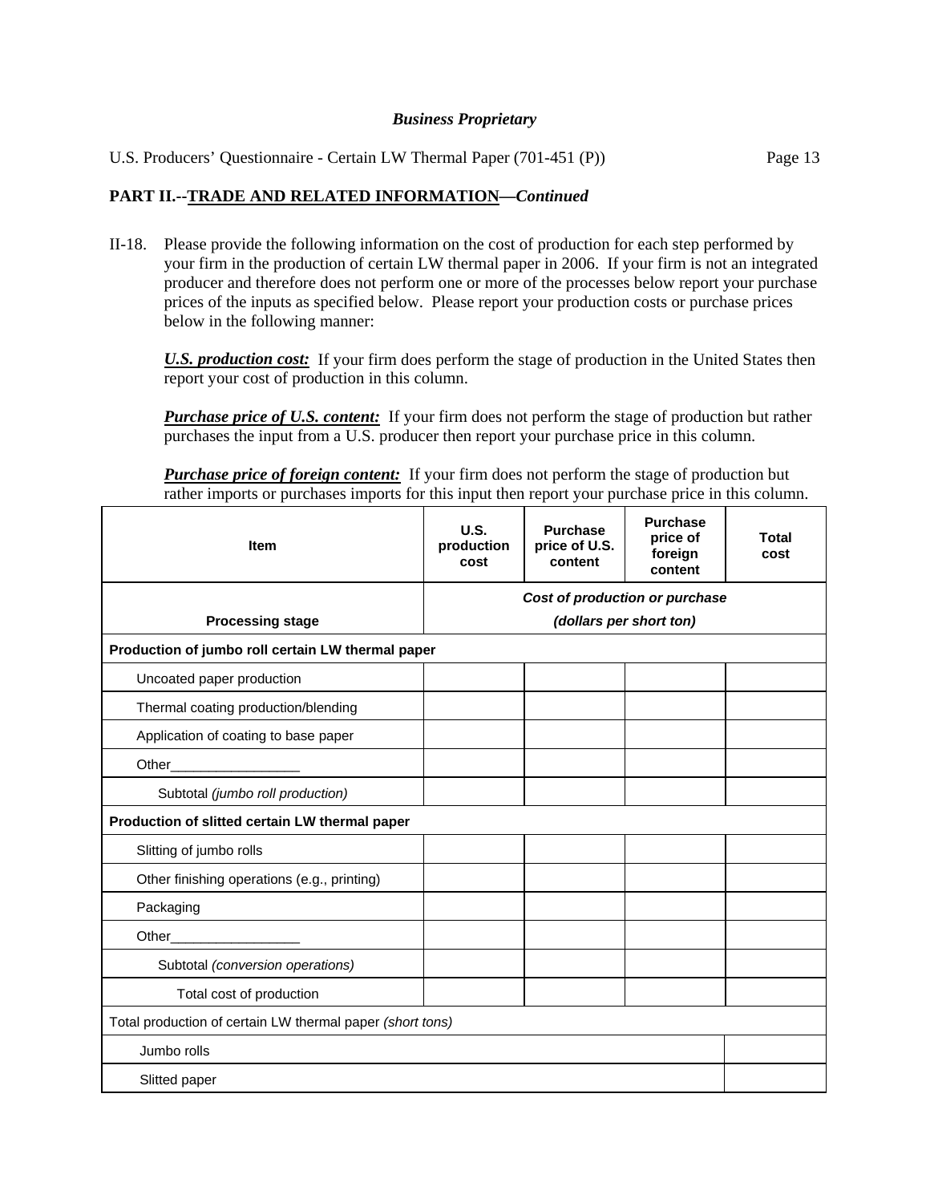**Business Proprietary**

## PART II.--TRADE AND RELATED INFORMATION—*Continued*

II-18. Please provide the following information on the cost of production for each step performed by your firm in the production of certain LW thermal paper in 2006. If your firm is not an integrated producer and therefore does not perform one or more of the processes below report your purchase prices of the inputs as specified below. Please report your production costs or purchase prices below in the following manner:

***U.S. production cost:*** If your firm does perform the stage of production in the United States then report your cost of production in this column.

***Purchase price of U.S. content:*** If your firm does not perform the stage of production but rather purchases the input from a U.S. producer then report your purchase price in this column.

***Purchase price of foreign content:*** If your firm does not perform the stage of production but rather imports or purchases imports for this input then report your purchase price in this column.

| Item | U.S. production cost | Purchase price of U.S. content | Purchase price of foreign content | Total cost |
|---|---|---|---|---|
| **Processing stage** | *Cost of production or purchase (dollars per short ton)* | | | |
| **Production of jumbo roll certain LW thermal paper** | | | | |
| Uncoated paper production | | | | |
| Thermal coating production/blending | | | | |
| Application of coating to base paper | | | | |
| Other_________________ | | | | |
| Subtotal *(jumbo roll production)* | | | | |
| **Production of slitted certain LW thermal paper** | | | | |
| Slitting of jumbo rolls | | | | |
| Other finishing operations (e.g., printing) | | | | |
| Packaging | | | | |
| Other_________________ | | | | |
| Subtotal *(conversion operations)* | | | | |
| Total cost of production | | | | |
| Total production of certain LW thermal paper *(short tons)* | | | | |
| Jumbo rolls | | | | |
| Slitted paper | | | | |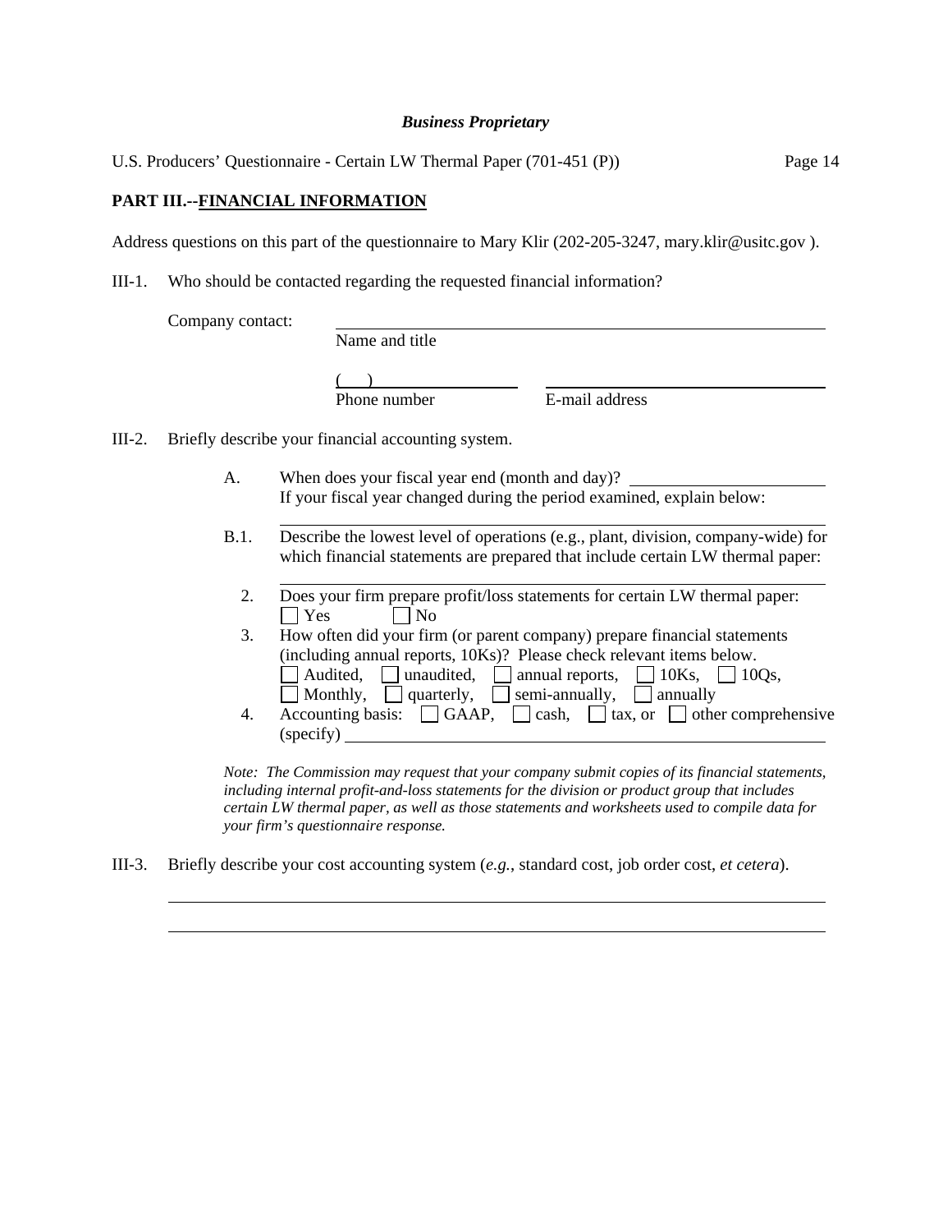**Business Proprietary**

U.S. Producers' Questionnaire - Certain LW Thermal Paper (701-451 (P))

## PART III.--FINANCIAL INFORMATION

Address questions on this part of the questionnaire to Mary Klir (202-205-3247, mary.klir@usitc.gov ).

III-1. Who should be contacted regarding the requested financial information?

Company contact: ______________________________
Name and title

( ) ______________ ______________________________
Phone number E-mail address

III-2. Briefly describe your financial accounting system.

A. When does your fiscal year end (month and day)? ______________
If your fiscal year changed during the period examined, explain below:

______________________________

B.1. Describe the lowest level of operations (e.g., plant, division, company-wide) for which financial statements are prepared that include certain LW thermal paper:

______________________________

2. Does your firm prepare profit/loss statements for certain LW thermal paper:
☐ Yes ☐ No

3. How often did your firm (or parent company) prepare financial statements (including annual reports, 10Ks)? Please check relevant items below.
☐ Audited, ☐ unaudited, ☐ annual reports, ☐ 10Ks, ☐ 10Qs,
☐ Monthly, ☐ quarterly, ☐ semi-annually, ☐ annually

4. Accounting basis: ☐ GAAP, ☐ cash, ☐ tax, or ☐ other comprehensive (specify) ______________________________

*Note: The Commission may request that your company submit copies of its financial statements, including internal profit-and-loss statements for the division or product group that includes certain LW thermal paper, as well as those statements and worksheets used to compile data for your firm's questionnaire response.*

III-3. Briefly describe your cost accounting system (*e.g.*, standard cost, job order cost, *et cetera*).

______________________________

______________________________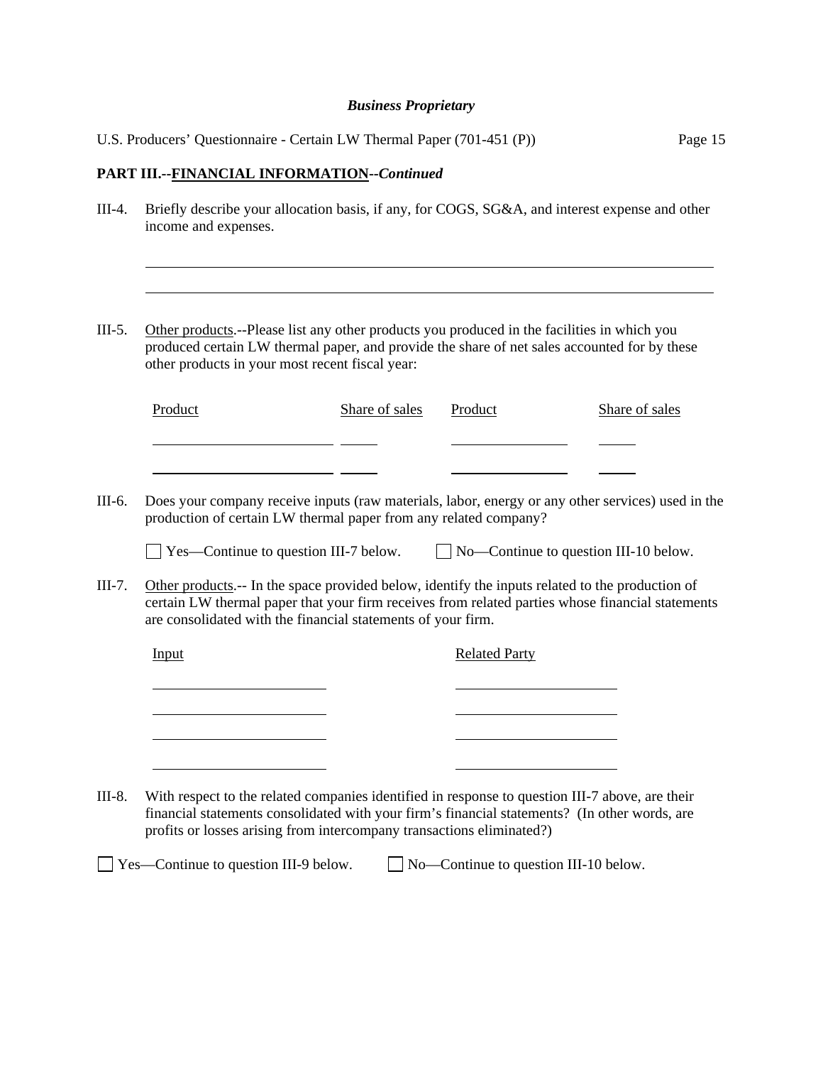*Business Proprietary*

**PART III.--FINANCIAL INFORMATION--*Continued***

III-4. Briefly describe your allocation basis, if any, for COGS, SG&A, and interest expense and other income and expenses.

______________________________________________________________________________

______________________________________________________________________________

III-5. Other products.--Please list any other products you produced in the facilities in which you produced certain LW thermal paper, and provide the share of net sales accounted for by these other products in your most recent fiscal year:

| Product | Share of sales | Product | Share of sales |
|---|---|---|---|
| | | | |
| | | | |

III-6. Does your company receive inputs (raw materials, labor, energy or any other services) used in the production of certain LW thermal paper from any related company?

☐ Yes—Continue to question III-7 below. ☐ No—Continue to question III-10 below.

III-7. Other products.-- In the space provided below, identify the inputs related to the production of certain LW thermal paper that your firm receives from related parties whose financial statements are consolidated with the financial statements of your firm.

| Input | Related Party |
|---|---|
| | |
| | |
| | |
| | |

III-8. With respect to the related companies identified in response to question III-7 above, are their financial statements consolidated with your firm's financial statements? (In other words, are profits or losses arising from intercompany transactions eliminated?)

☐ Yes—Continue to question III-9 below. ☐ No—Continue to question III-10 below.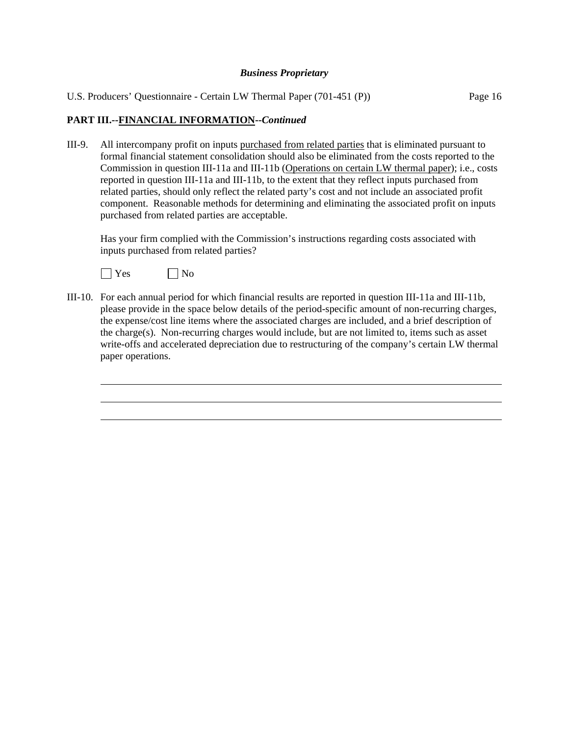**PART III.--FINANCIAL INFORMATION--*Continued***

III-9. All intercompany profit on inputs purchased from related parties that is eliminated pursuant to formal financial statement consolidation should also be eliminated from the costs reported to the Commission in question III-11a and III-11b (Operations on certain LW thermal paper); i.e., costs reported in question III-11a and III-11b, to the extent that they reflect inputs purchased from related parties, should only reflect the related party's cost and not include an associated profit component. Reasonable methods for determining and eliminating the associated profit on inputs purchased from related parties are acceptable.

Has your firm complied with the Commission's instructions regarding costs associated with inputs purchased from related parties?

☐ Yes ☐ No

III-10. For each annual period for which financial results are reported in question III-11a and III-11b, please provide in the space below details of the period-specific amount of non-recurring charges, the expense/cost line items where the associated charges are included, and a brief description of the charge(s). Non-recurring charges would include, but are not limited to, items such as asset write-offs and accelerated depreciation due to restructuring of the company's certain LW thermal paper operations.

\_\_\_\_\_\_\_\_\_\_\_\_\_\_\_\_\_\_\_\_\_\_\_\_\_\_\_\_\_\_\_\_\_\_\_\_\_\_\_\_\_\_\_\_\_\_\_\_\_\_\_\_\_\_\_\_\_\_\_\_\_\_\_\_\_\_\_\_\_\_\_\_

\_\_\_\_\_\_\_\_\_\_\_\_\_\_\_\_\_\_\_\_\_\_\_\_\_\_\_\_\_\_\_\_\_\_\_\_\_\_\_\_\_\_\_\_\_\_\_\_\_\_\_\_\_\_\_\_\_\_\_\_\_\_\_\_\_\_\_\_\_\_\_\_

\_\_\_\_\_\_\_\_\_\_\_\_\_\_\_\_\_\_\_\_\_\_\_\_\_\_\_\_\_\_\_\_\_\_\_\_\_\_\_\_\_\_\_\_\_\_\_\_\_\_\_\_\_\_\_\_\_\_\_\_\_\_\_\_\_\_\_\_\_\_\_\_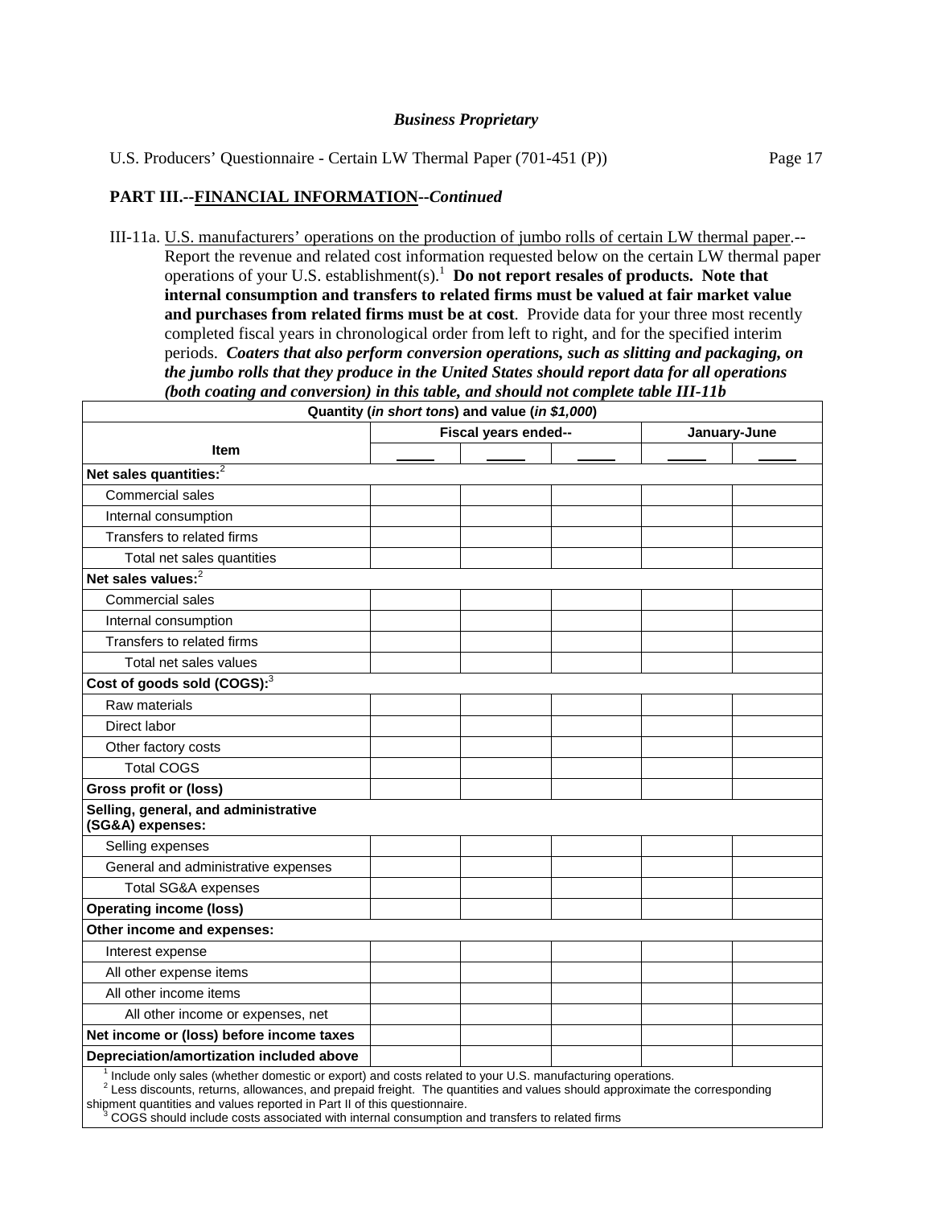*Business Proprietary*

U.S. Producers' Questionnaire - Certain LW Thermal Paper (701-451 (P))

**PART III.--FINANCIAL INFORMATION--*Continued***

III-11a. U.S. manufacturers' operations on the production of jumbo rolls of certain LW thermal paper.--Report the revenue and related cost information requested below on the certain LW thermal paper operations of your U.S. establishment(s).[1] **Do not report resales of products. Note that internal consumption and transfers to related firms must be valued at fair market value and purchases from related firms must be at cost**. Provide data for your three most recently completed fiscal years in chronological order from left to right, and for the specified interim periods. ***Coaters that also perform conversion operations, such as slitting and packaging, on the jumbo rolls that they produce in the United States should report data for all operations (both coating and conversion) in this table, and should not complete table III-11b***

| Quantity (*in short tons*) and value (*in $1,000*) | | | | | |
|---|---|---|---|---|---|
| Item | Fiscal years ended-- | | | January-June | |
| | ____ | ____ | ____ | ____ | ____ |
| **Net sales quantities:**[2] | | | | | |
| Commercial sales | | | | | |
| Internal consumption | | | | | |
| Transfers to related firms | | | | | |
| Total net sales quantities | | | | | |
| **Net sales values:**[2] | | | | | |
| Commercial sales | | | | | |
| Internal consumption | | | | | |
| Transfers to related firms | | | | | |
| Total net sales values | | | | | |
| **Cost of goods sold (COGS):**[3] | | | | | |
| Raw materials | | | | | |
| Direct labor | | | | | |
| Other factory costs | | | | | |
| Total COGS | | | | | |
| **Gross profit or (loss)** | | | | | |
| **Selling, general, and administrative (SG&A) expenses:** | | | | | |
| Selling expenses | | | | | |
| General and administrative expenses | | | | | |
| Total SG&A expenses | | | | | |
| **Operating income (loss)** | | | | | |
| **Other income and expenses:** | | | | | |
| Interest expense | | | | | |
| All other expense items | | | | | |
| All other income items | | | | | |
| All other income or expenses, net | | | | | |
| **Net income or (loss) before income taxes** | | | | | |
| **Depreciation/amortization included above** | | | | | |

[1] Include only sales (whether domestic or export) and costs related to your U.S. manufacturing operations.
[2] Less discounts, returns, allowances, and prepaid freight. The quantities and values should approximate the corresponding shipment quantities and values reported in Part II of this questionnaire.
[3] COGS should include costs associated with internal consumption and transfers to related firms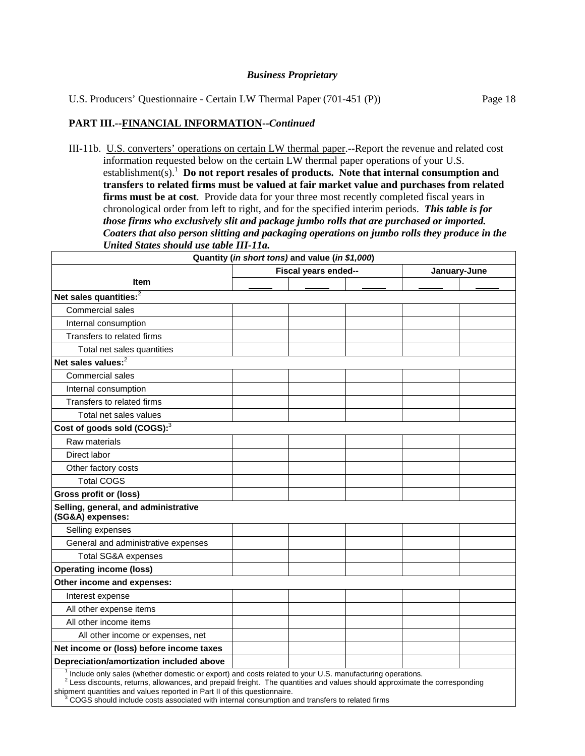*Business Proprietary*

U.S. Producers' Questionnaire - Certain LW Thermal Paper (701-451 (P))

**PART III.--FINANCIAL INFORMATION--*Continued***

III-11b. U.S. converters' operations on certain LW thermal paper.--Report the revenue and related cost information requested below on the certain LW thermal paper operations of your U.S. establishment(s).[1] **Do not report resales of products. Note that internal consumption and transfers to related firms must be valued at fair market value and purchases from related firms must be at cost**. Provide data for your three most recently completed fiscal years in chronological order from left to right, and for the specified interim periods. ***This table is for those firms who exclusively slit and package jumbo rolls that are purchased or imported. Coaters that also person slitting and packaging operations on jumbo rolls they produce in the United States should use table III-11a.***

| Quantity (*in short tons*) and value (*in $1,000*) | | | | | |
|---|---|---|---|---|---|
| Item | Fiscal years ended-- | | | January-June | |
| | _____ | _____ | _____ | _____ | _____ |
| **Net sales quantities:**[2] | | | | | |
| Commercial sales | | | | | |
| Internal consumption | | | | | |
| Transfers to related firms | | | | | |
| Total net sales quantities | | | | | |
| **Net sales values:**[2] | | | | | |
| Commercial sales | | | | | |
| Internal consumption | | | | | |
| Transfers to related firms | | | | | |
| Total net sales values | | | | | |
| **Cost of goods sold (COGS):**[3] | | | | | |
| Raw materials | | | | | |
| Direct labor | | | | | |
| Other factory costs | | | | | |
| Total COGS | | | | | |
| **Gross profit or (loss)** | | | | | |
| **Selling, general, and administrative (SG&A) expenses:** | | | | | |
| Selling expenses | | | | | |
| General and administrative expenses | | | | | |
| Total SG&A expenses | | | | | |
| **Operating income (loss)** | | | | | |
| **Other income and expenses:** | | | | | |
| Interest expense | | | | | |
| All other expense items | | | | | |
| All other income items | | | | | |
| All other income or expenses, net | | | | | |
| **Net income or (loss) before income taxes** | | | | | |
| **Depreciation/amortization included above** | | | | | |

[1] Include only sales (whether domestic or export) and costs related to your U.S. manufacturing operations.
[2] Less discounts, returns, allowances, and prepaid freight. The quantities and values should approximate the corresponding shipment quantities and values reported in Part II of this questionnaire.
[3] COGS should include costs associated with internal consumption and transfers to related firms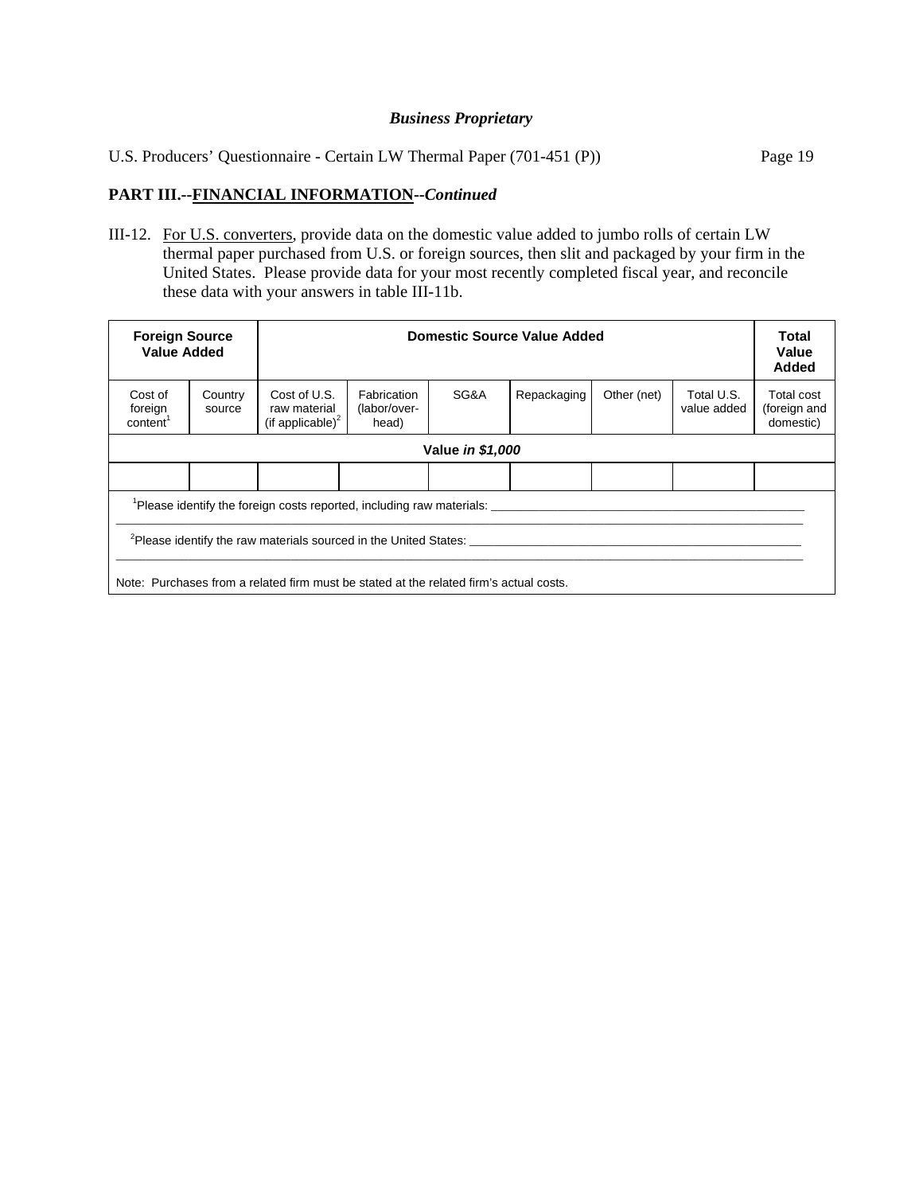*Business Proprietary*

## PART III.--FINANCIAL INFORMATION--*Continued*

III-12. For U.S. converters, provide data on the domestic value added to jumbo rolls of certain LW thermal paper purchased from U.S. or foreign sources, then slit and packaged by your firm in the United States. Please provide data for your most recently completed fiscal year, and reconcile these data with your answers in table III-11b.

| **Foreign Source Value Added** | | **Domestic Source Value Added** | | | | | | **Total Value Added** |
|---|---|---|---|---|---|---|---|---|
| Cost of foreign content[1] | Country source | Cost of U.S. raw material (if applicable)[2] | Fabrication (labor/over-head) | SG&A | Repackaging | Other (net) | Total U.S. value added | Total cost (foreign and domestic) |
| | | | | **Value *in $1,000*** | | | | |
| | | | | | | | | |

[1]Please identify the foreign costs reported, including raw materials: ___________________________________________

[2]Please identify the raw materials sourced in the United States: ___________________________________________

Note: Purchases from a related firm must be stated at the related firm's actual costs.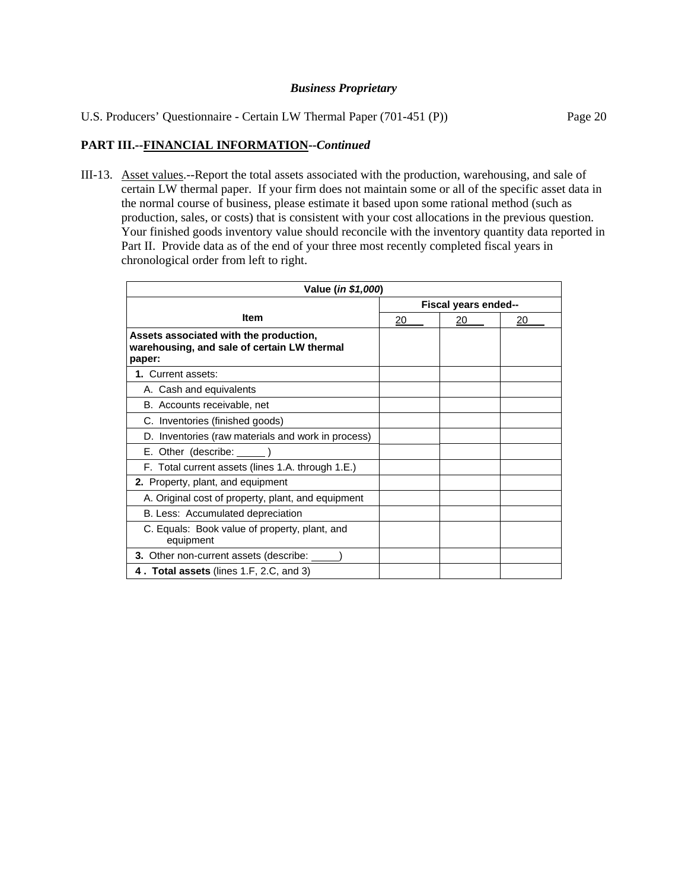***Business Proprietary***

U.S. Producers' Questionnaire - Certain LW Thermal Paper (701-451 (P))

## PART III.--FINANCIAL INFORMATION--*Continued*

III-13. Asset values.--Report the total assets associated with the production, warehousing, and sale of certain LW thermal paper. If your firm does not maintain some or all of the specific asset data in the normal course of business, please estimate it based upon some rational method (such as production, sales, or costs) that is consistent with your cost allocations in the previous question. Your finished goods inventory value should reconcile with the inventory quantity data reported in Part II. Provide data as of the end of your three most recently completed fiscal years in chronological order from left to right.

| Value (*in $1,000*) | | | |
|---|---|---|---|
| **Item** | **Fiscal years ended--** | | |
| | 20___ | 20___ | 20___ |
| **Assets associated with the production, warehousing, and sale of certain LW thermal paper:** | | | |
| **1.** Current assets: | | | |
| A. Cash and equivalents | | | |
| B. Accounts receivable, net | | | |
| C. Inventories (finished goods) | | | |
| D. Inventories (raw materials and work in process) | | | |
| E. Other (describe: _____ ) | | | |
| F. Total current assets (lines 1.A. through 1.E.) | | | |
| **2.** Property, plant, and equipment | | | |
| A. Original cost of property, plant, and equipment | | | |
| B. Less: Accumulated depreciation | | | |
| C. Equals: Book value of property, plant, and equipment | | | |
| **3.** Other non-current assets (describe: _____) | | | |
| **4 . Total assets** (lines 1.F, 2.C, and 3) | | | |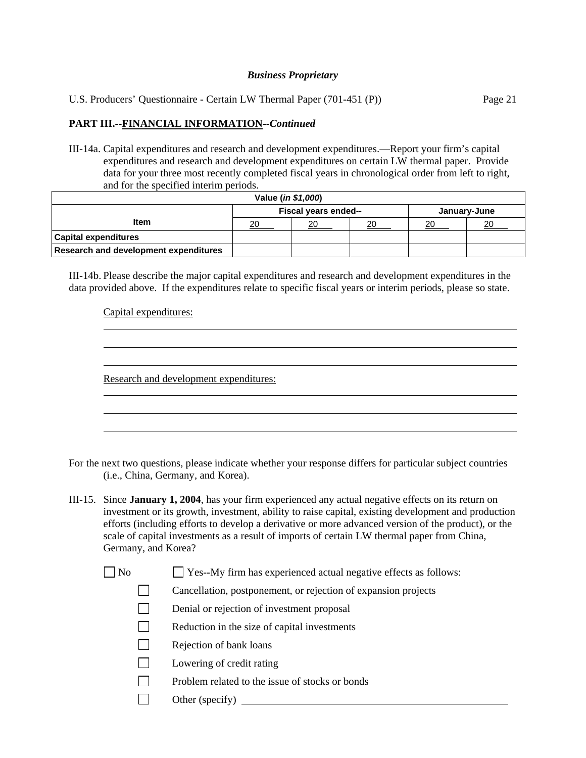*Business Proprietary*

U.S. Producers' Questionnaire - Certain LW Thermal Paper (701-451 (P))

**PART III.--FINANCIAL INFORMATION--*Continued***

III-14a. Capital expenditures and research and development expenditures.—Report your firm's capital expenditures and research and development expenditures on certain LW thermal paper. Provide data for your three most recently completed fiscal years in chronological order from left to right, and for the specified interim periods.

| Value (*in $1,000*) | | | | | |
|---|---|---|---|---|---|
| **Item** | **Fiscal years ended--** | | | **January-June** | |
| | 20\_\_\_ | 20\_\_\_ | 20\_\_\_ | 20\_\_\_ | 20\_\_\_ |
| **Capital expenditures** | | | | | |
| **Research and development expenditures** | | | | | |

III-14b. Please describe the major capital expenditures and research and development expenditures in the data provided above. If the expenditures relate to specific fiscal years or interim periods, please so state.

Capital expenditures:

\_\_\_\_\_\_\_\_\_\_\_\_\_\_\_\_\_\_\_\_\_\_\_\_\_\_\_\_\_\_\_\_\_\_\_\_\_\_\_\_\_\_\_\_\_\_\_\_\_\_\_\_\_\_\_\_\_\_\_\_

\_\_\_\_\_\_\_\_\_\_\_\_\_\_\_\_\_\_\_\_\_\_\_\_\_\_\_\_\_\_\_\_\_\_\_\_\_\_\_\_\_\_\_\_\_\_\_\_\_\_\_\_\_\_\_\_\_\_\_\_

\_\_\_\_\_\_\_\_\_\_\_\_\_\_\_\_\_\_\_\_\_\_\_\_\_\_\_\_\_\_\_\_\_\_\_\_\_\_\_\_\_\_\_\_\_\_\_\_\_\_\_\_\_\_\_\_\_\_\_\_

Research and development expenditures:

\_\_\_\_\_\_\_\_\_\_\_\_\_\_\_\_\_\_\_\_\_\_\_\_\_\_\_\_\_\_\_\_\_\_\_\_\_\_\_\_\_\_\_\_\_\_\_\_\_\_\_\_\_\_\_\_\_\_\_\_

\_\_\_\_\_\_\_\_\_\_\_\_\_\_\_\_\_\_\_\_\_\_\_\_\_\_\_\_\_\_\_\_\_\_\_\_\_\_\_\_\_\_\_\_\_\_\_\_\_\_\_\_\_\_\_\_\_\_\_\_

\_\_\_\_\_\_\_\_\_\_\_\_\_\_\_\_\_\_\_\_\_\_\_\_\_\_\_\_\_\_\_\_\_\_\_\_\_\_\_\_\_\_\_\_\_\_\_\_\_\_\_\_\_\_\_\_\_\_\_\_

For the next two questions, please indicate whether your response differs for particular subject countries (i.e., China, Germany, and Korea).

III-15. Since **January 1, 2004**, has your firm experienced any actual negative effects on its return on investment or its growth, investment, ability to raise capital, existing development and production efforts (including efforts to develop a derivative or more advanced version of the product), or the scale of capital investments as a result of imports of certain LW thermal paper from China, Germany, and Korea?

☐ No ☐ Yes--My firm has experienced actual negative effects as follows:

- ☐ Cancellation, postponement, or rejection of expansion projects
- ☐ Denial or rejection of investment proposal
- ☐ Reduction in the size of capital investments
- ☐ Rejection of bank loans
- ☐ Lowering of credit rating
- ☐ Problem related to the issue of stocks or bonds
- ☐ Other (specify) \_\_\_\_\_\_\_\_\_\_\_\_\_\_\_\_\_\_\_\_\_\_\_\_\_\_\_\_\_\_\_\_\_\_\_\_\_\_\_\_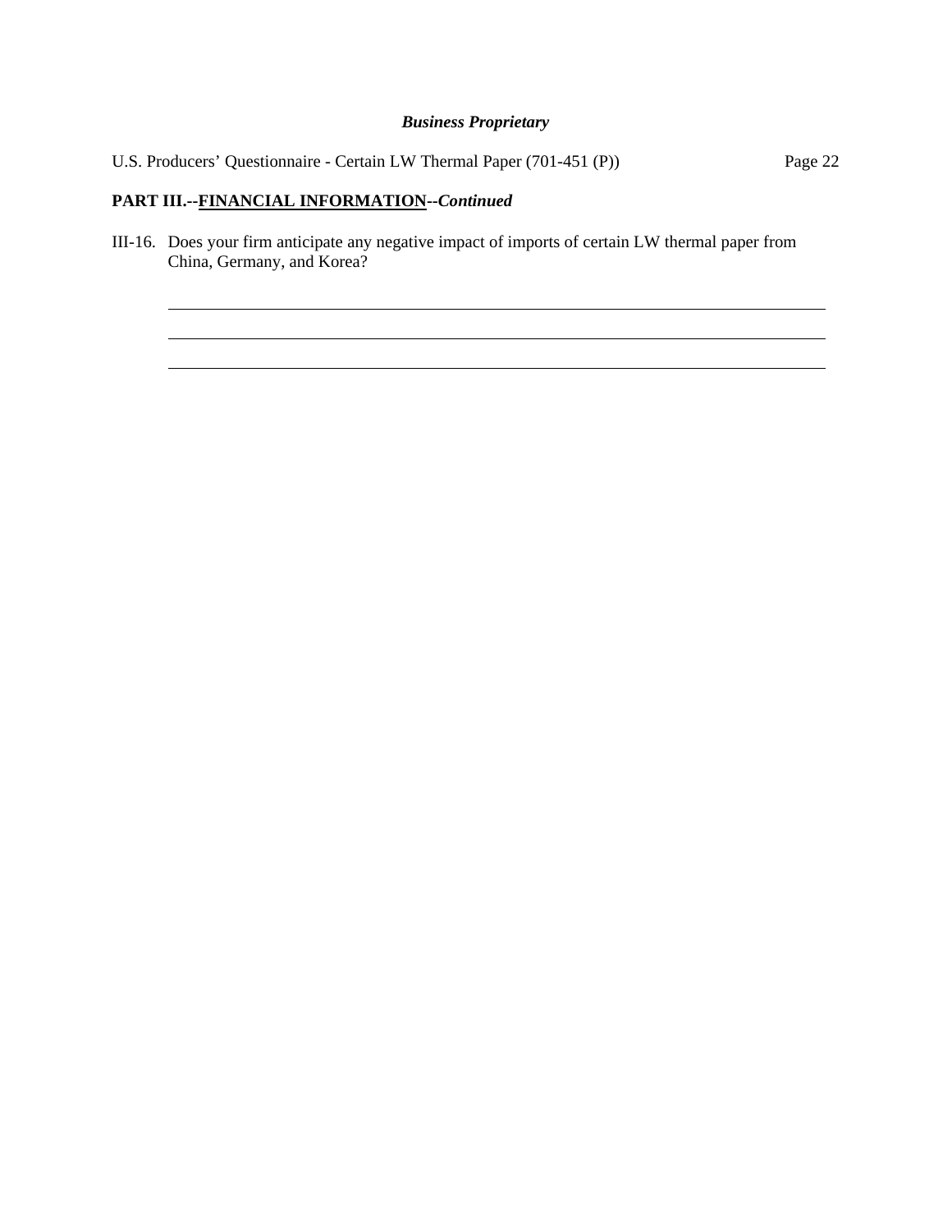## PART III.--FINANCIAL INFORMATION--*Continued*

III-16. Does your firm anticipate any negative impact of imports of certain LW thermal paper from China, Germany, and Korea?

______________________________________________________________________________

______________________________________________________________________________

______________________________________________________________________________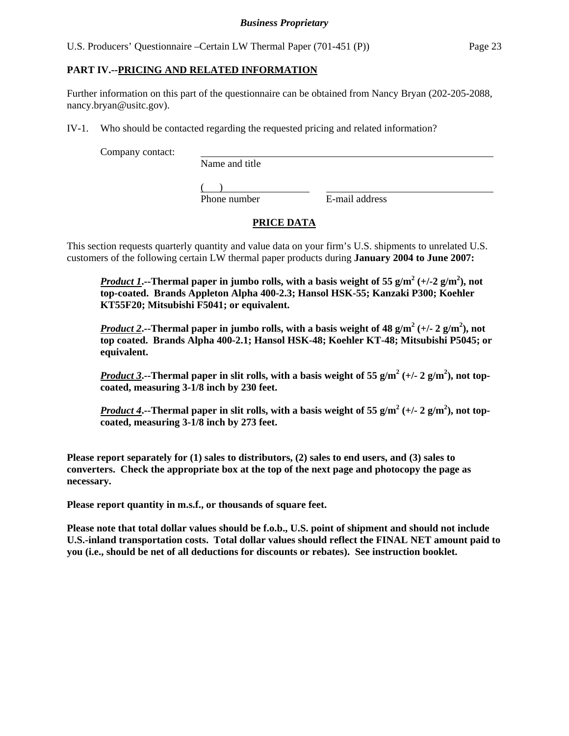## PART IV.--PRICING AND RELATED INFORMATION

Further information on this part of the questionnaire can be obtained from Nancy Bryan (202-205-2088, nancy.bryan@usitc.gov).

IV-1. Who should be contacted regarding the requested pricing and related information?

Company contact: ______________________________________________
Name and title

(     ) ____________________     ______________________________
Phone number     E-mail address

### PRICE DATA

This section requests quarterly quantity and value data on your firm's U.S. shipments to unrelated U.S. customers of the following certain LW thermal paper products during **January 2004 to June 2007:**

> ***Product 1*.--Thermal paper in jumbo rolls, with a basis weight of 55 g/$m^2$ (+/-2 g/$m^2$), not top-coated. Brands Appleton Alpha 400-2.3; Hansol HSK-55; Kanzaki P300; Koehler KT55F20; Mitsubishi F5041; or equivalent.**
>
> ***Product 2*.--Thermal paper in jumbo rolls, with a basis weight of 48 g/$m^2$ (+/- 2 g/$m^2$), not top coated. Brands Alpha 400-2.1; Hansol HSK-48; Koehler KT-48; Mitsubishi P5045; or equivalent.**
>
> ***Product 3*.--Thermal paper in slit rolls, with a basis weight of 55 g/$m^2$ (+/- 2 g/$m^2$), not top-coated, measuring 3-1/8 inch by 230 feet.**
>
> ***Product 4*.--Thermal paper in slit rolls, with a basis weight of 55 g/$m^2$ (+/- 2 g/$m^2$), not top-coated, measuring 3-1/8 inch by 273 feet.**

**Please report separately for (1) sales to distributors, (2) sales to end users, and (3) sales to converters. Check the appropriate box at the top of the next page and photocopy the page as necessary.**

**Please report quantity in m.s.f., or thousands of square feet.**

**Please note that total dollar values should be f.o.b., U.S. point of shipment and should not include U.S.-inland transportation costs. Total dollar values should reflect the FINAL NET amount paid to you (i.e., should be net of all deductions for discounts or rebates). See instruction booklet.**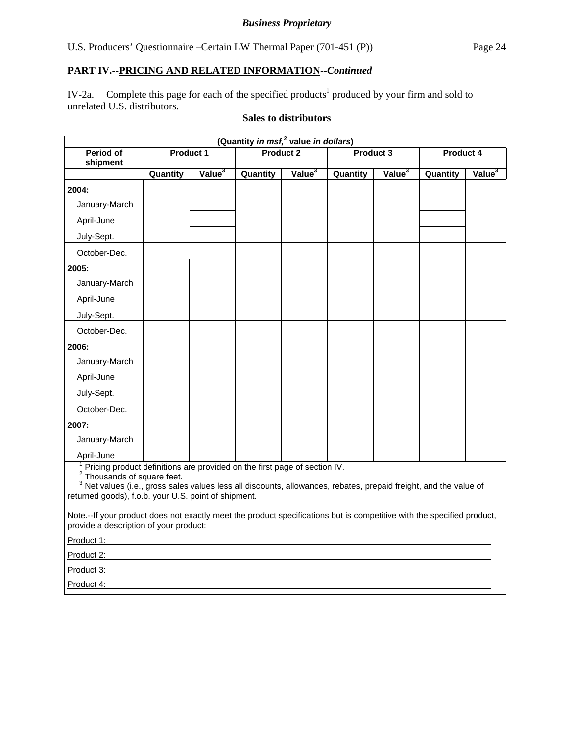*Business Proprietary*

U.S. Producers' Questionnaire –Certain LW Thermal Paper (701-451 (P))

## PART IV.--PRICING AND RELATED INFORMATION--*Continued*

IV-2a. Complete this page for each of the specified products[1] produced by your firm and sold to unrelated U.S. distributors.

**Sales to distributors**

| (Quantity *in msf,*[2] value *in dollars*) | | | | | | | | |
|---|---|---|---|---|---|---|---|---|
| **Period of shipment** | **Product 1** | | **Product 2** | | **Product 3** | | **Product 4** | |
| | **Quantity** | **Value[3]** | **Quantity** | **Value[3]** | **Quantity** | **Value[3]** | **Quantity** | **Value[3]** |
| **2004:** January-March | | | | | | | | |
| April-June | | | | | | | | |
| July-Sept. | | | | | | | | |
| October-Dec. | | | | | | | | |
| **2005:** January-March | | | | | | | | |
| April-June | | | | | | | | |
| July-Sept. | | | | | | | | |
| October-Dec. | | | | | | | | |
| **2006:** January-March | | | | | | | | |
| April-June | | | | | | | | |
| July-Sept. | | | | | | | | |
| October-Dec. | | | | | | | | |
| **2007:** January-March | | | | | | | | |
| April-June | | | | | | | | |

[1] Pricing product definitions are provided on the first page of section IV.
[2] Thousands of square feet.
[3] Net values (i.e., gross sales values less all discounts, allowances, rebates, prepaid freight, and the value of returned goods), f.o.b. your U.S. point of shipment.

Note.--If your product does not exactly meet the product specifications but is competitive with the specified product, provide a description of your product:

Product 1: ______________________________________________

Product 2: ______________________________________________

Product 3: ______________________________________________

Product 4: ______________________________________________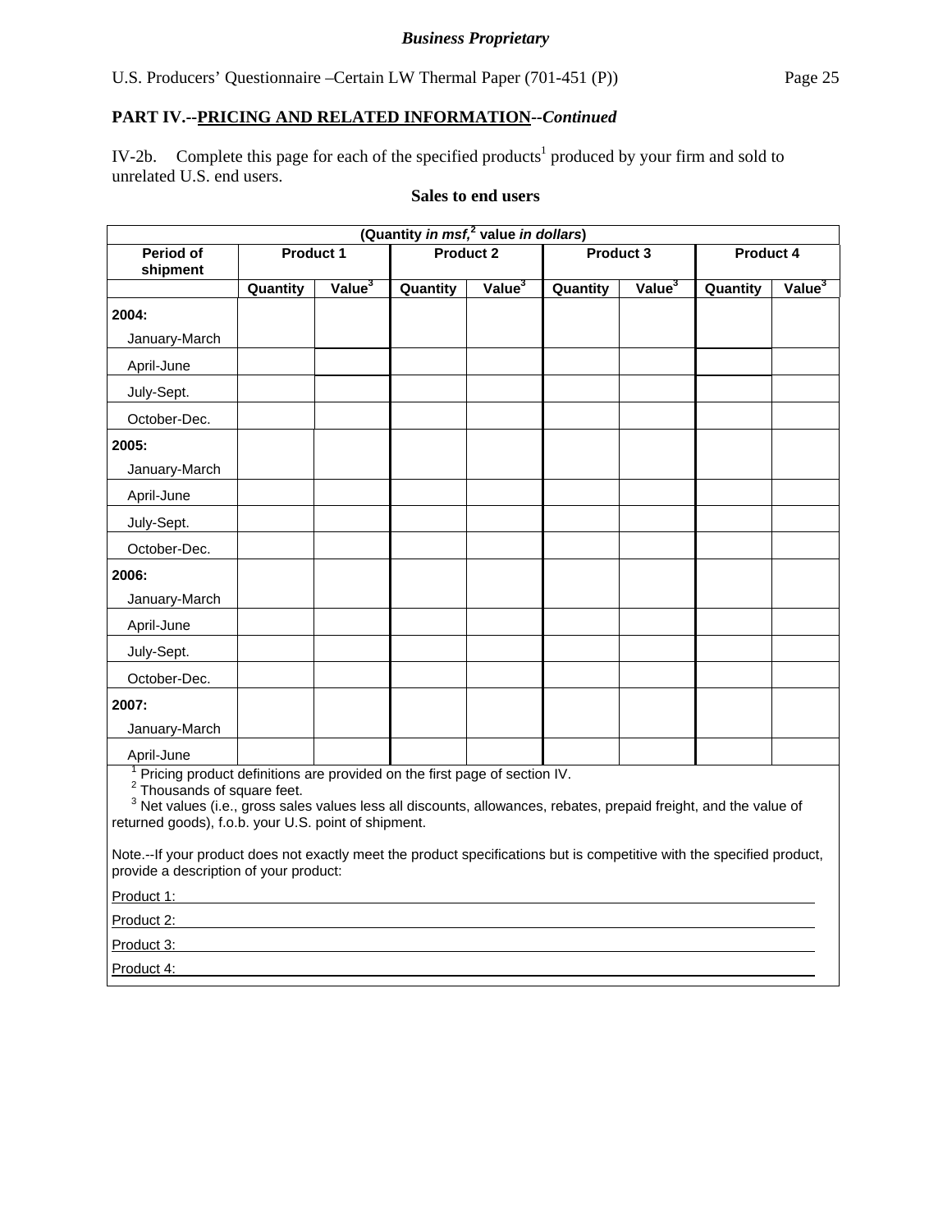*Business Proprietary*

U.S. Producers' Questionnaire –Certain LW Thermal Paper (701-451 (P))

**PART IV.--PRICING AND RELATED INFORMATION--*Continued***

IV-2b. Complete this page for each of the specified products[1] produced by your firm and sold to unrelated U.S. end users.

**Sales to end users**

| (Quantity *in msf*,[2] value *in dollars*) | | | | | | | | |
|---|---|---|---|---|---|---|---|---|
| Period of shipment | Product 1 | | Product 2 | | Product 3 | | Product 4 | |
| | Quantity | Value[3] | Quantity | Value[3] | Quantity | Value[3] | Quantity | Value[3] |
| **2004:** | | | | | | | | |
| January-March | | | | | | | | |
| April-June | | | | | | | | |
| July-Sept. | | | | | | | | |
| October-Dec. | | | | | | | | |
| **2005:** | | | | | | | | |
| January-March | | | | | | | | |
| April-June | | | | | | | | |
| July-Sept. | | | | | | | | |
| October-Dec. | | | | | | | | |
| **2006:** | | | | | | | | |
| January-March | | | | | | | | |
| April-June | | | | | | | | |
| July-Sept. | | | | | | | | |
| October-Dec. | | | | | | | | |
| **2007:** | | | | | | | | |
| January-March | | | | | | | | |
| April-June | | | | | | | | |

[1] Pricing product definitions are provided on the first page of section IV.
[2] Thousands of square feet.
[3] Net values (i.e., gross sales values less all discounts, allowances, rebates, prepaid freight, and the value of returned goods), f.o.b. your U.S. point of shipment.

Note.--If your product does not exactly meet the product specifications but is competitive with the specified product, provide a description of your product:

Product 1: \_\_\_\_\_\_\_\_\_\_\_\_\_\_\_\_\_\_\_\_\_\_\_\_\_\_\_\_\_\_\_\_\_\_\_\_\_\_\_\_

Product 2: \_\_\_\_\_\_\_\_\_\_\_\_\_\_\_\_\_\_\_\_\_\_\_\_\_\_\_\_\_\_\_\_\_\_\_\_\_\_\_\_

Product 3: \_\_\_\_\_\_\_\_\_\_\_\_\_\_\_\_\_\_\_\_\_\_\_\_\_\_\_\_\_\_\_\_\_\_\_\_\_\_\_\_

Product 4: \_\_\_\_\_\_\_\_\_\_\_\_\_\_\_\_\_\_\_\_\_\_\_\_\_\_\_\_\_\_\_\_\_\_\_\_\_\_\_\_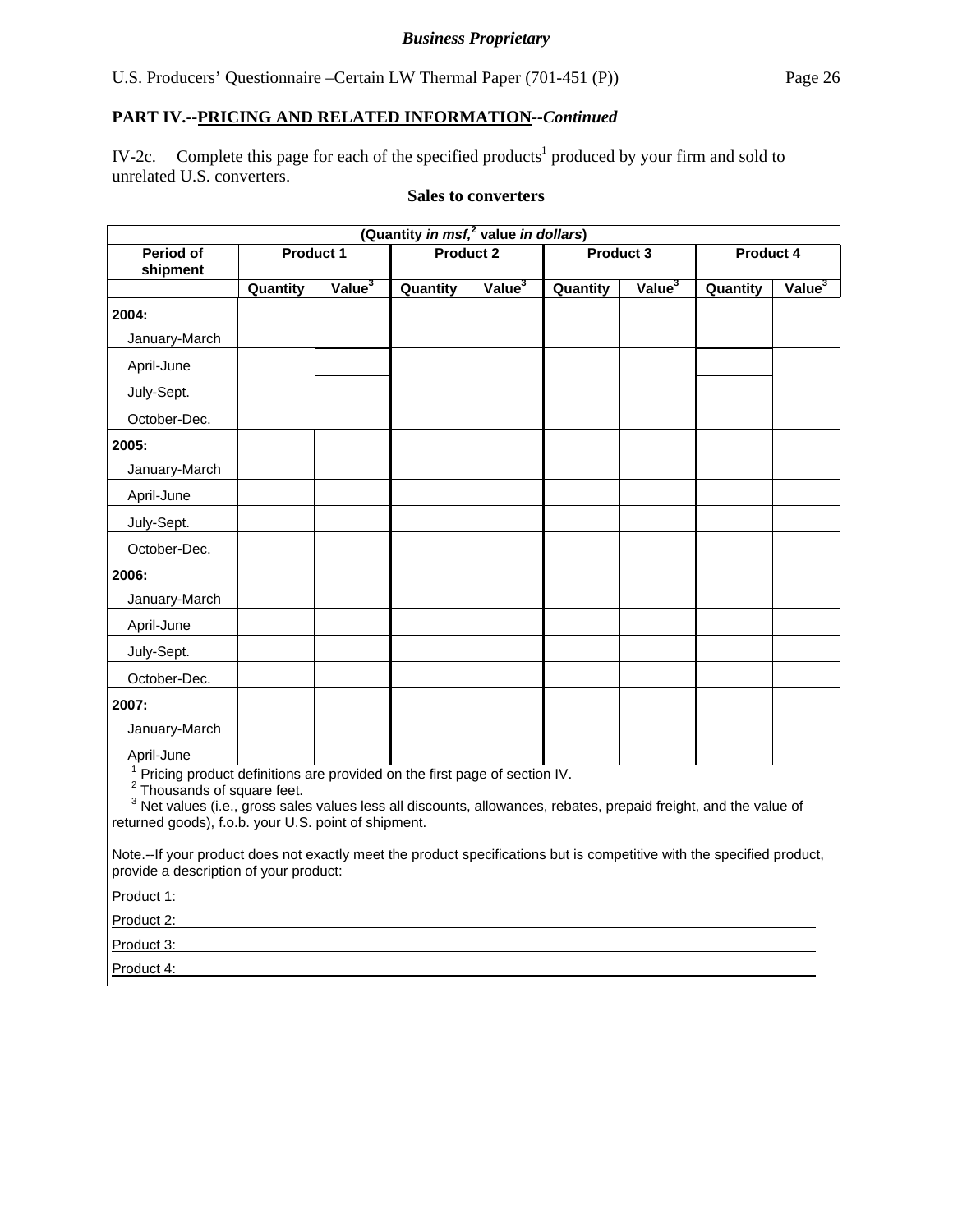**Business Proprietary**

U.S. Producers' Questionnaire –Certain LW Thermal Paper (701-451 (P))

## PART IV.--PRICING AND RELATED INFORMATION--*Continued*

IV-2c. Complete this page for each of the specified products[1] produced by your firm and sold to unrelated U.S. converters.

**Sales to converters**

| (Quantity *in msf,*[2] value *in dollars*) | | | | | | | | |
|---|---|---|---|---|---|---|---|---|
| **Period of shipment** | **Product 1** | | **Product 2** | | **Product 3** | | **Product 4** | |
| | **Quantity** | **Value[3]** | **Quantity** | **Value[3]** | **Quantity** | **Value[3]** | **Quantity** | **Value[3]** |
| **2004:** | | | | | | | | |
| January-March | | | | | | | | |
| April-June | | | | | | | | |
| July-Sept. | | | | | | | | |
| October-Dec. | | | | | | | | |
| **2005:** | | | | | | | | |
| January-March | | | | | | | | |
| April-June | | | | | | | | |
| July-Sept. | | | | | | | | |
| October-Dec. | | | | | | | | |
| **2006:** | | | | | | | | |
| January-March | | | | | | | | |
| April-June | | | | | | | | |
| July-Sept. | | | | | | | | |
| October-Dec. | | | | | | | | |
| **2007:** | | | | | | | | |
| January-March | | | | | | | | |
| April-June | | | | | | | | |

[1] Pricing product definitions are provided on the first page of section IV.
[2] Thousands of square feet.
[3] Net values (i.e., gross sales values less all discounts, allowances, rebates, prepaid freight, and the value of returned goods), f.o.b. your U.S. point of shipment.

Note.--If your product does not exactly meet the product specifications but is competitive with the specified product, provide a description of your product:

Product 1: \_\_\_\_\_\_\_\_\_\_\_\_\_\_\_\_\_\_\_\_\_\_\_\_\_\_\_\_\_\_\_\_\_\_\_\_\_\_\_\_

Product 2: \_\_\_\_\_\_\_\_\_\_\_\_\_\_\_\_\_\_\_\_\_\_\_\_\_\_\_\_\_\_\_\_\_\_\_\_\_\_\_\_

Product 3: \_\_\_\_\_\_\_\_\_\_\_\_\_\_\_\_\_\_\_\_\_\_\_\_\_\_\_\_\_\_\_\_\_\_\_\_\_\_\_\_

Product 4: \_\_\_\_\_\_\_\_\_\_\_\_\_\_\_\_\_\_\_\_\_\_\_\_\_\_\_\_\_\_\_\_\_\_\_\_\_\_\_\_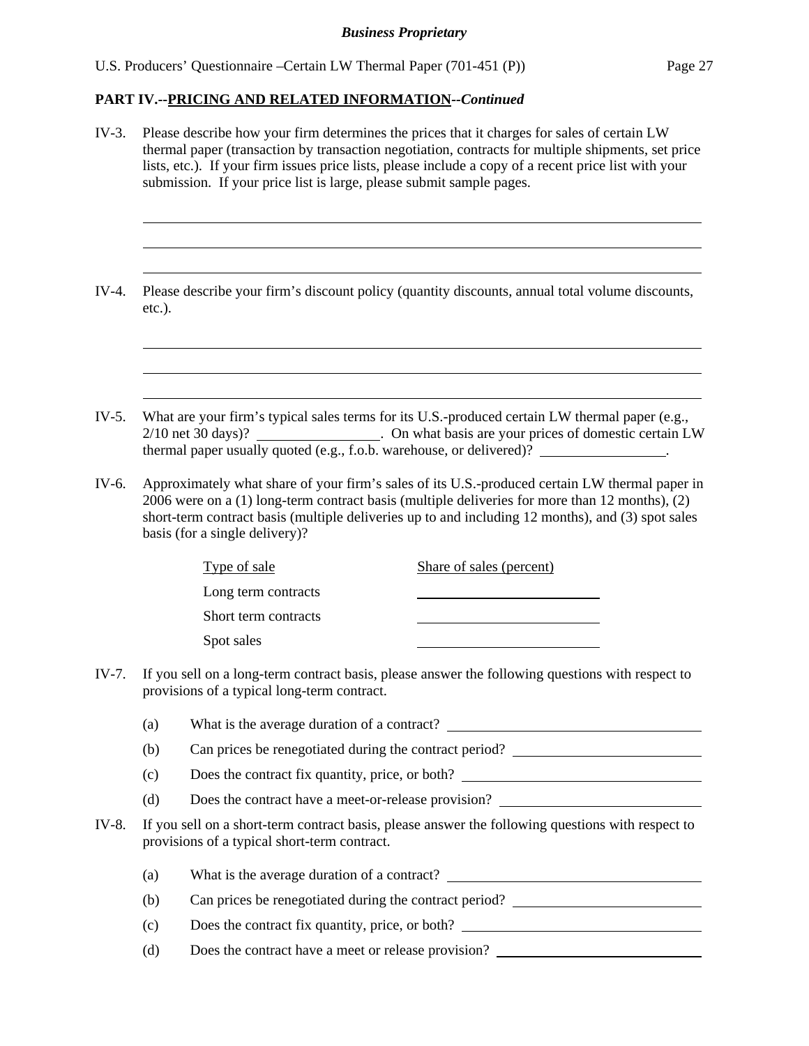**PART IV.--PRICING AND RELATED INFORMATION--*Continued***

IV-3. Please describe how your firm determines the prices that it charges for sales of certain LW thermal paper (transaction by transaction negotiation, contracts for multiple shipments, set price lists, etc.). If your firm issues price lists, please include a copy of a recent price list with your submission. If your price list is large, please submit sample pages.

\_\_\_\_\_\_\_\_\_\_\_\_\_\_\_\_\_\_\_\_\_\_\_\_\_\_\_\_\_\_\_\_\_\_\_\_\_\_\_\_\_\_\_\_\_\_\_\_\_\_\_\_\_\_\_\_\_\_\_\_\_\_\_\_\_\_\_\_\_\_\_\_

\_\_\_\_\_\_\_\_\_\_\_\_\_\_\_\_\_\_\_\_\_\_\_\_\_\_\_\_\_\_\_\_\_\_\_\_\_\_\_\_\_\_\_\_\_\_\_\_\_\_\_\_\_\_\_\_\_\_\_\_\_\_\_\_\_\_\_\_\_\_\_\_

\_\_\_\_\_\_\_\_\_\_\_\_\_\_\_\_\_\_\_\_\_\_\_\_\_\_\_\_\_\_\_\_\_\_\_\_\_\_\_\_\_\_\_\_\_\_\_\_\_\_\_\_\_\_\_\_\_\_\_\_\_\_\_\_\_\_\_\_\_\_\_\_

IV-4. Please describe your firm's discount policy (quantity discounts, annual total volume discounts, etc.).

\_\_\_\_\_\_\_\_\_\_\_\_\_\_\_\_\_\_\_\_\_\_\_\_\_\_\_\_\_\_\_\_\_\_\_\_\_\_\_\_\_\_\_\_\_\_\_\_\_\_\_\_\_\_\_\_\_\_\_\_\_\_\_\_\_\_\_\_\_\_\_\_

\_\_\_\_\_\_\_\_\_\_\_\_\_\_\_\_\_\_\_\_\_\_\_\_\_\_\_\_\_\_\_\_\_\_\_\_\_\_\_\_\_\_\_\_\_\_\_\_\_\_\_\_\_\_\_\_\_\_\_\_\_\_\_\_\_\_\_\_\_\_\_\_

\_\_\_\_\_\_\_\_\_\_\_\_\_\_\_\_\_\_\_\_\_\_\_\_\_\_\_\_\_\_\_\_\_\_\_\_\_\_\_\_\_\_\_\_\_\_\_\_\_\_\_\_\_\_\_\_\_\_\_\_\_\_\_\_\_\_\_\_\_\_\_\_

IV-5. What are your firm's typical sales terms for its U.S.-produced certain LW thermal paper (e.g., 2/10 net 30 days)? \_\_\_\_\_\_\_\_\_\_\_\_\_\_\_\_. On what basis are your prices of domestic certain LW thermal paper usually quoted (e.g., f.o.b. warehouse, or delivered)? \_\_\_\_\_\_\_\_\_\_\_\_\_\_\_\_.

IV-6. Approximately what share of your firm's sales of its U.S.-produced certain LW thermal paper in 2006 were on a (1) long-term contract basis (multiple deliveries for more than 12 months), (2) short-term contract basis (multiple deliveries up to and including 12 months), and (3) spot sales basis (for a single delivery)?

| Type of sale | Share of sales (percent) |
|---|---|
| Long term contracts | |
| Short term contracts | |
| Spot sales | |

IV-7. If you sell on a long-term contract basis, please answer the following questions with respect to provisions of a typical long-term contract.

(a) What is the average duration of a contract? \_\_\_\_\_\_\_\_\_\_\_\_\_\_\_\_\_\_\_\_

(b) Can prices be renegotiated during the contract period? \_\_\_\_\_\_\_\_\_\_\_\_\_\_\_\_\_\_\_\_

(c) Does the contract fix quantity, price, or both? \_\_\_\_\_\_\_\_\_\_\_\_\_\_\_\_\_\_\_\_

(d) Does the contract have a meet-or-release provision? \_\_\_\_\_\_\_\_\_\_\_\_\_\_\_\_\_\_\_\_

IV-8. If you sell on a short-term contract basis, please answer the following questions with respect to provisions of a typical short-term contract.

(a) What is the average duration of a contract? \_\_\_\_\_\_\_\_\_\_\_\_\_\_\_\_\_\_\_\_

(b) Can prices be renegotiated during the contract period? \_\_\_\_\_\_\_\_\_\_\_\_\_\_\_\_\_\_\_\_

(c) Does the contract fix quantity, price, or both? \_\_\_\_\_\_\_\_\_\_\_\_\_\_\_\_\_\_\_\_

(d) Does the contract have a meet or release provision? \_\_\_\_\_\_\_\_\_\_\_\_\_\_\_\_\_\_\_\_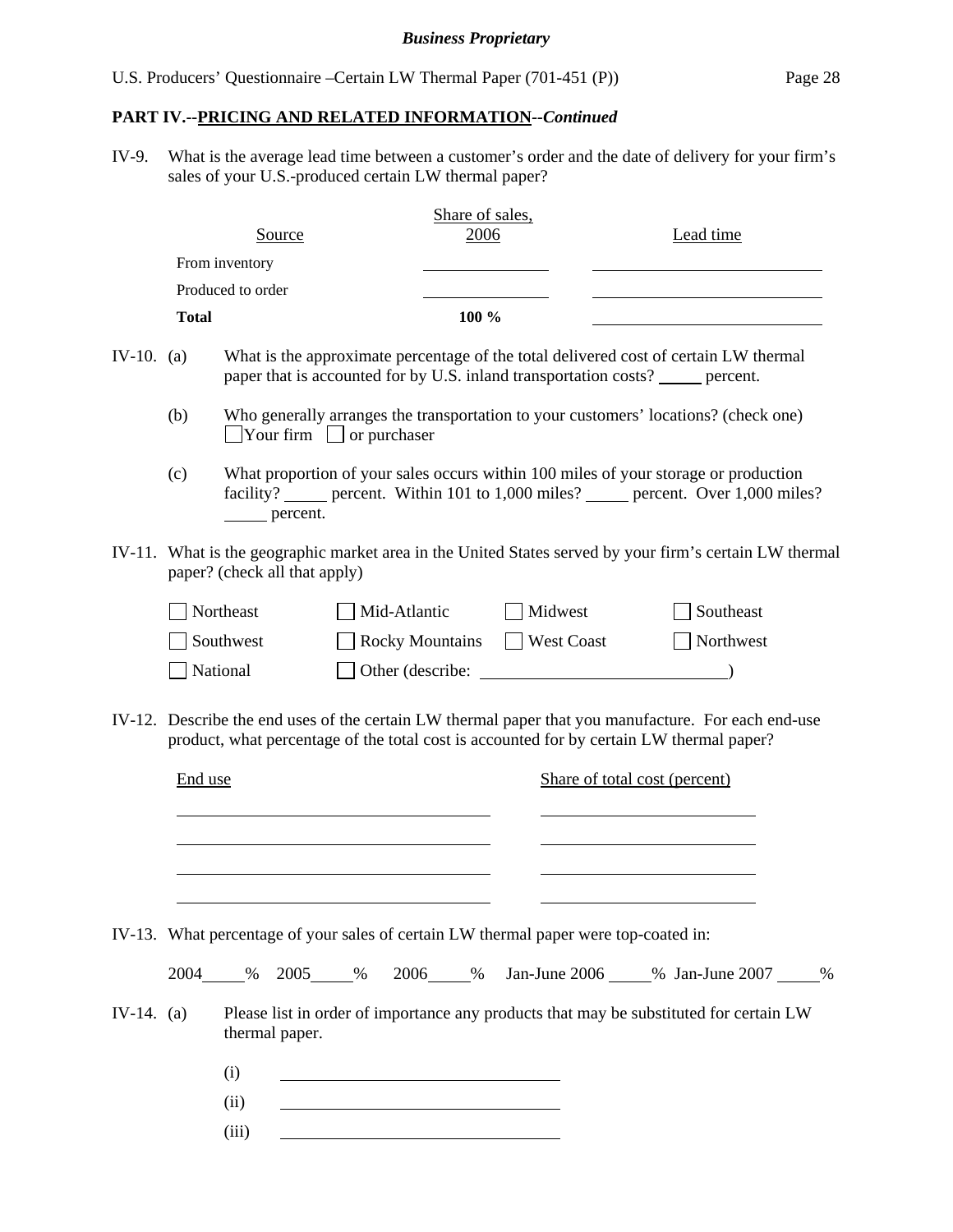**PART IV.--PRICING AND RELATED INFORMATION--*Continued***

IV-9. What is the average lead time between a customer's order and the date of delivery for your firm's sales of your U.S.-produced certain LW thermal paper?

| Source | Share of sales, 2006 | Lead time |
|---|---|---|
| From inventory | ______ | ______ |
| Produced to order | ______ | ______ |
| **Total** | **100 %** | ______ |

IV-10. (a) What is the approximate percentage of the total delivered cost of certain LW thermal paper that is accounted for by U.S. inland transportation costs? _____ percent.

(b) Who generally arranges the transportation to your customers' locations? (check one)
☐ Your firm ☐ or purchaser

(c) What proportion of your sales occurs within 100 miles of your storage or production facility? _____ percent. Within 101 to 1,000 miles? _____ percent. Over 1,000 miles? _____ percent.

IV-11. What is the geographic market area in the United States served by your firm's certain LW thermal paper? (check all that apply)

☐ Northeast ☐ Mid-Atlantic ☐ Midwest ☐ Southeast
☐ Southwest ☐ Rocky Mountains ☐ West Coast ☐ Northwest
☐ National ☐ Other (describe: ______________________________)

IV-12. Describe the end uses of the certain LW thermal paper that you manufacture. For each end-use product, what percentage of the total cost is accounted for by certain LW thermal paper?

| End use | Share of total cost (percent) |
|---|---|
| ______ | ______ |
| ______ | ______ |
| ______ | ______ |
| ______ | ______ |

IV-13. What percentage of your sales of certain LW thermal paper were top-coated in:

2004 _____% 2005 _____% 2006 _____% Jan-June 2006 _____% Jan-June 2007 _____%

IV-14. (a) Please list in order of importance any products that may be substituted for certain LW thermal paper.

(i) ______________________________

(ii) ______________________________

(iii) ______________________________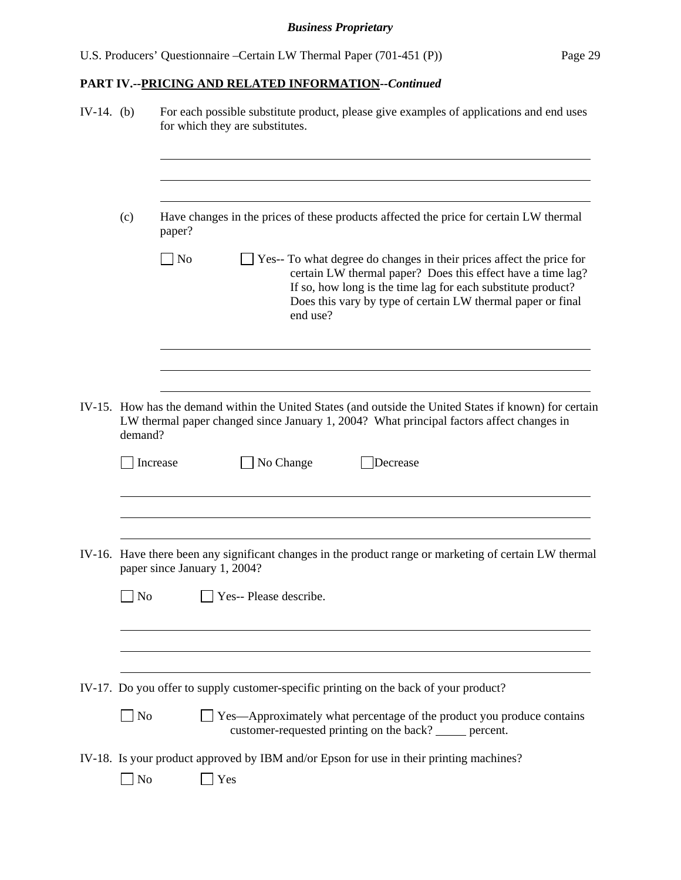**Business Proprietary**

U.S. Producers' Questionnaire –Certain LW Thermal Paper (701-451 (P))

## PART IV.--PRICING AND RELATED INFORMATION--*Continued*

IV-14. (b) For each possible substitute product, please give examples of applications and end uses for which they are substitutes.

______________________________________________________________________

______________________________________________________________________

______________________________________________________________________

(c) Have changes in the prices of these products affected the price for certain LW thermal paper?

☐ No ☐ Yes-- To what degree do changes in their prices affect the price for certain LW thermal paper? Does this effect have a time lag? If so, how long is the time lag for each substitute product? Does this vary by type of certain LW thermal paper or final end use?

______________________________________________________________________

______________________________________________________________________

______________________________________________________________________

IV-15. How has the demand within the United States (and outside the United States if known) for certain LW thermal paper changed since January 1, 2004? What principal factors affect changes in demand?

☐ Increase ☐ No Change ☐ Decrease

______________________________________________________________________

______________________________________________________________________

______________________________________________________________________

IV-16. Have there been any significant changes in the product range or marketing of certain LW thermal paper since January 1, 2004?

☐ No ☐ Yes-- Please describe.

______________________________________________________________________

______________________________________________________________________

______________________________________________________________________

IV-17. Do you offer to supply customer-specific printing on the back of your product?

☐ No ☐ Yes—Approximately what percentage of the product you produce contains customer-requested printing on the back? _____ percent.

IV-18. Is your product approved by IBM and/or Epson for use in their printing machines?

☐ No ☐ Yes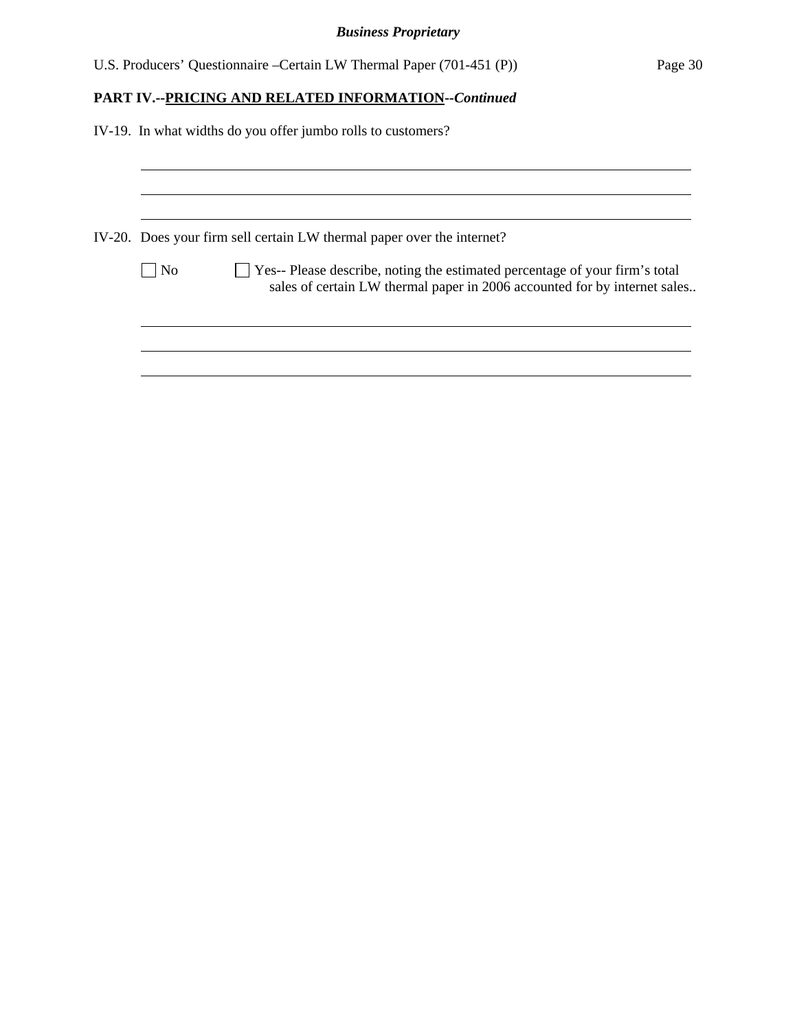**PART IV.--PRICING AND RELATED INFORMATION--*Continued***

IV-19. In what widths do you offer jumbo rolls to customers?

______________________________________________________________________

______________________________________________________________________

______________________________________________________________________

IV-20. Does your firm sell certain LW thermal paper over the internet?

☐ No ☐ Yes-- Please describe, noting the estimated percentage of your firm's total sales of certain LW thermal paper in 2006 accounted for by internet sales..

______________________________________________________________________

______________________________________________________________________

______________________________________________________________________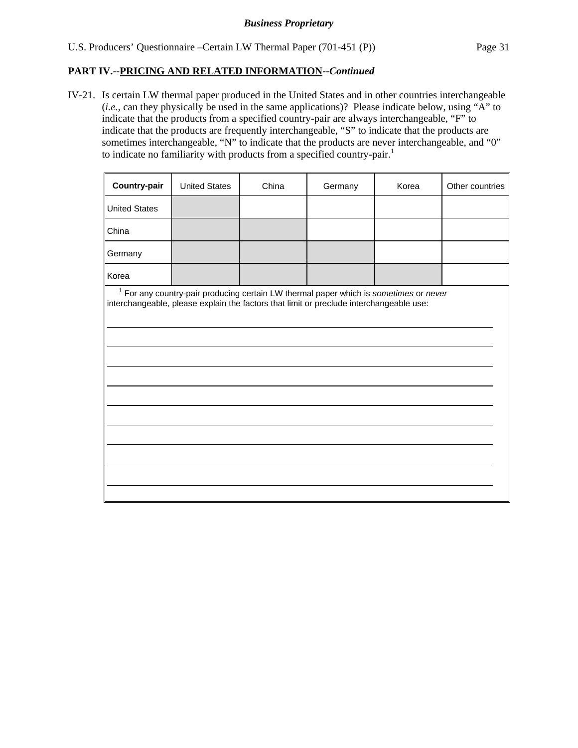**Business Proprietary**

U.S. Producers' Questionnaire –Certain LW Thermal Paper (701-451 (P))

**PART IV.--<u>PRICING AND RELATED INFORMATION</u>--*Continued***

IV-21. Is certain LW thermal paper produced in the United States and in other countries interchangeable (*i.e.*, can they physically be used in the same applications)? Please indicate below, using "A" to indicate that the products from a specified country-pair are always interchangeable, "F" to indicate that the products are frequently interchangeable, "S" to indicate that the products are sometimes interchangeable, "N" to indicate that the products are never interchangeable, and "0" to indicate no familiarity with products from a specified country-pair.[1]

| **Country-pair** | United States | China | Germany | Korea | Other countries |
|---|---|---|---|---|---|
| United States | | | | | |
| China | | | | | |
| Germany | | | | | |
| Korea | | | | | |

[1] For any country-pair producing certain LW thermal paper which is *sometimes* or *never* interchangeable, please explain the factors that limit or preclude interchangeable use:

______________________________________________________________________

______________________________________________________________________

______________________________________________________________________

______________________________________________________________________

______________________________________________________________________

______________________________________________________________________

______________________________________________________________________

______________________________________________________________________

______________________________________________________________________

______________________________________________________________________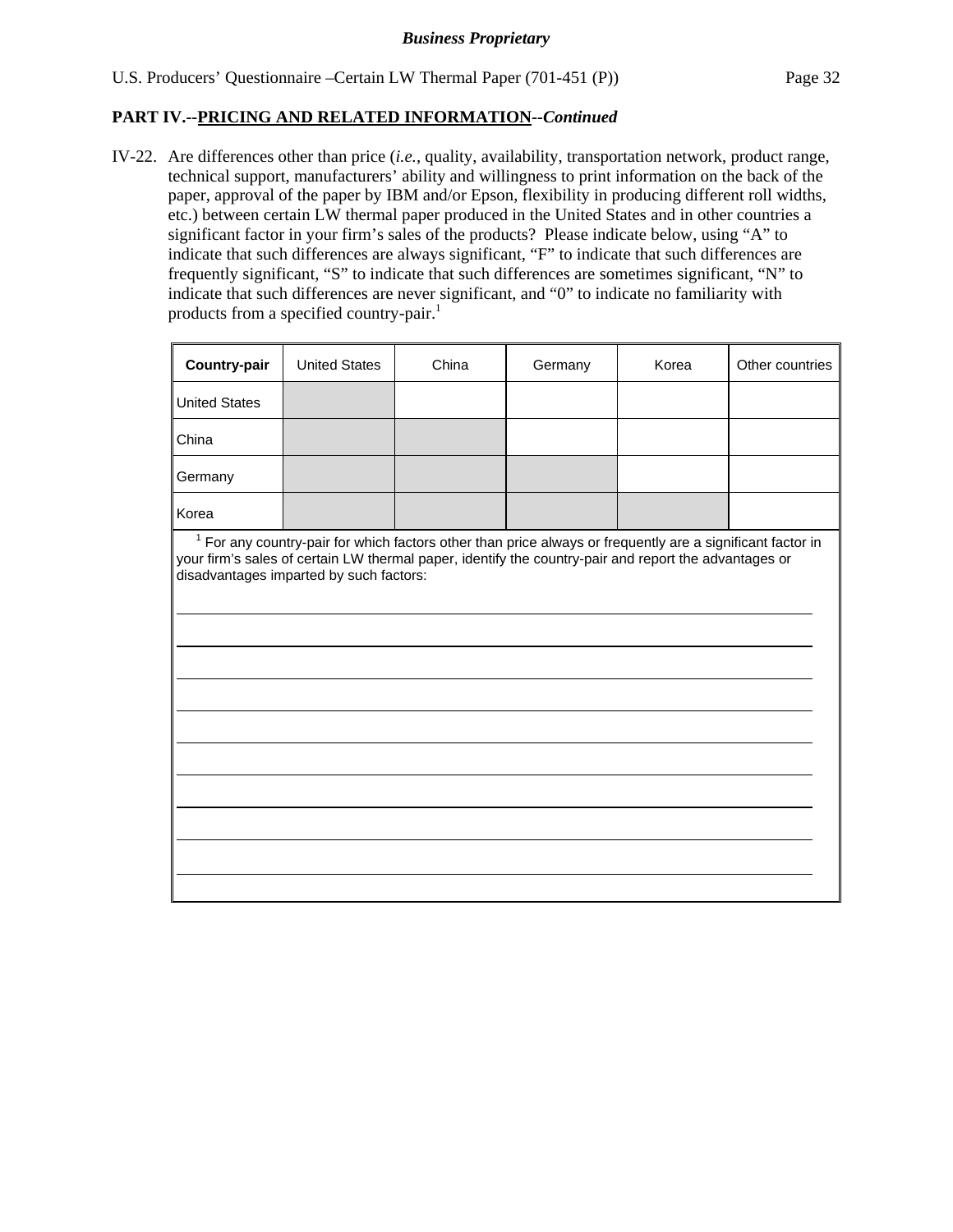**Business Proprietary**

U.S. Producers' Questionnaire –Certain LW Thermal Paper (701-451 (P))

## PART IV.--PRICING AND RELATED INFORMATION--*Continued*

IV-22. Are differences other than price (*i.e.*, quality, availability, transportation network, product range, technical support, manufacturers' ability and willingness to print information on the back of the paper, approval of the paper by IBM and/or Epson, flexibility in producing different roll widths, etc.) between certain LW thermal paper produced in the United States and in other countries a significant factor in your firm's sales of the products? Please indicate below, using "A" to indicate that such differences are always significant, "F" to indicate that such differences are frequently significant, "S" to indicate that such differences are sometimes significant, "N" to indicate that such differences are never significant, and "0" to indicate no familiarity with products from a specified country-pair.[1]

| **Country-pair** | United States | China | Germany | Korea | Other countries |
|---|---|---|---|---|---|
| United States | | | | | |
| China | | | | | |
| Germany | | | | | |
| Korea | | | | | |

[1] For any country-pair for which factors other than price always or frequently are a significant factor in your firm's sales of certain LW thermal paper, identify the country-pair and report the advantages or disadvantages imparted by such factors:

______________________________________________________________________

______________________________________________________________________

______________________________________________________________________

______________________________________________________________________

______________________________________________________________________

______________________________________________________________________

______________________________________________________________________

______________________________________________________________________

______________________________________________________________________

______________________________________________________________________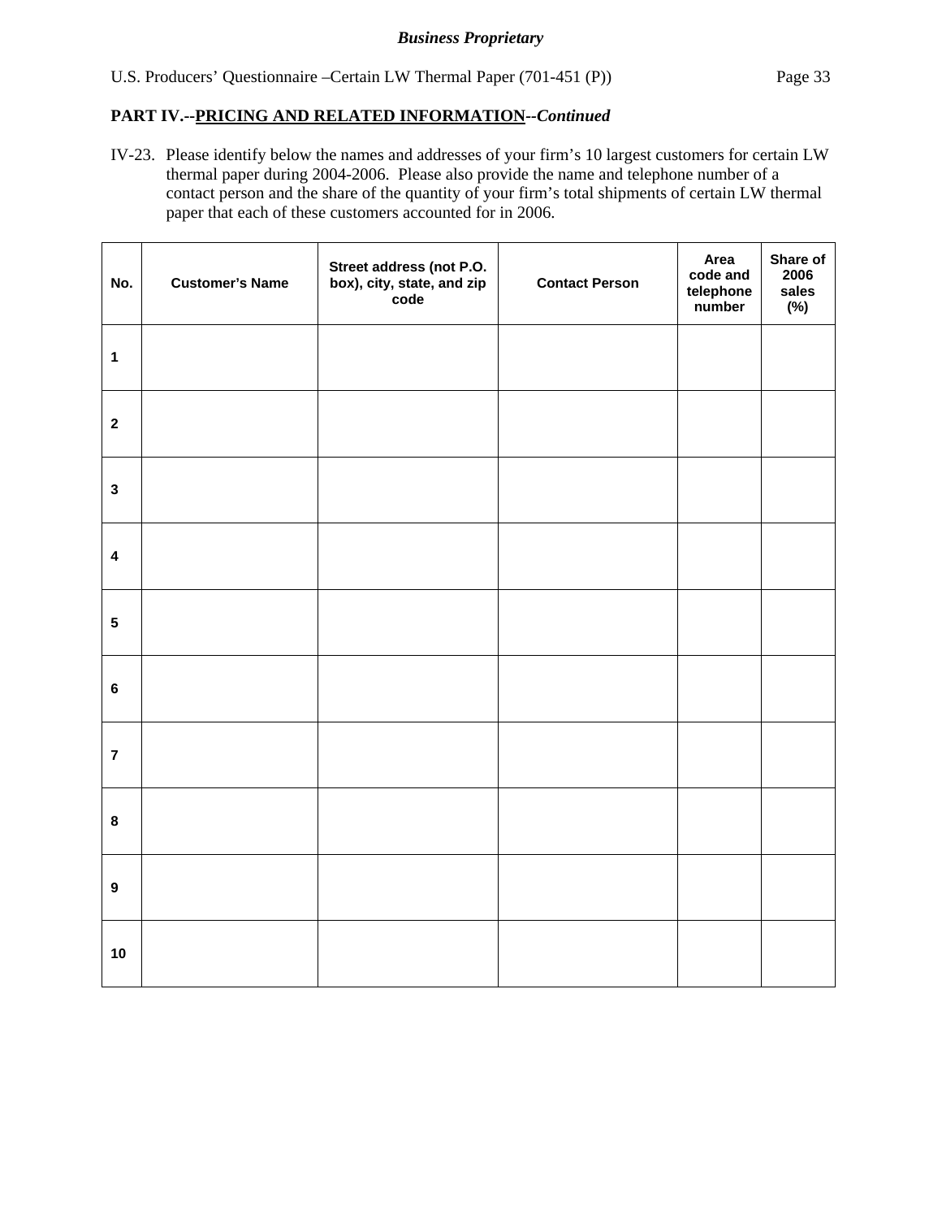## PART IV.--PRICING AND RELATED INFORMATION--*Continued*

IV-23. Please identify below the names and addresses of your firm's 10 largest customers for certain LW thermal paper during 2004-2006. Please also provide the name and telephone number of a contact person and the share of the quantity of your firm's total shipments of certain LW thermal paper that each of these customers accounted for in 2006.

| No. | Customer's Name | Street address (not P.O. box), city, state, and zip code | Contact Person | Area code and telephone number | Share of 2006 sales (%) |
|---|---|---|---|---|---|
| 1 | | | | | |
| 2 | | | | | |
| 3 | | | | | |
| 4 | | | | | |
| 5 | | | | | |
| 6 | | | | | |
| 7 | | | | | |
| 8 | | | | | |
| 9 | | | | | |
| 10 | | | | | |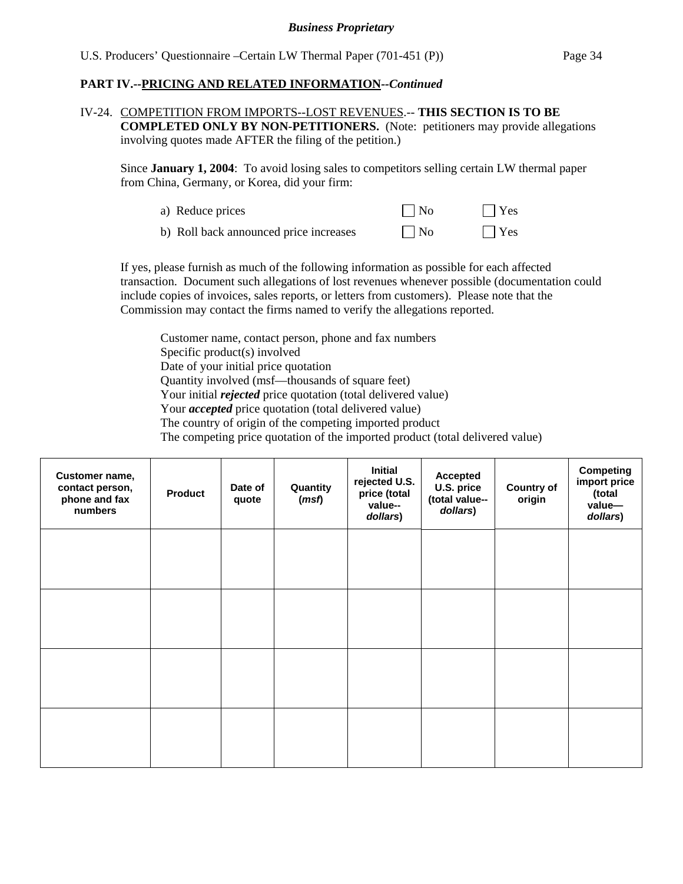**Business Proprietary**

U.S. Producers' Questionnaire –Certain LW Thermal Paper (701-451 (P))

## PART IV.--PRICING AND RELATED INFORMATION--*Continued*

IV-24. COMPETITION FROM IMPORTS--LOST REVENUES.-- **THIS SECTION IS TO BE COMPLETED ONLY BY NON-PETITIONERS.** (Note: petitioners may provide allegations involving quotes made AFTER the filing of the petition.)

Since **January 1, 2004**: To avoid losing sales to competitors selling certain LW thermal paper from China, Germany, or Korea, did your firm:

a) Reduce prices ☐ No ☐ Yes

b) Roll back announced price increases ☐ No ☐ Yes

If yes, please furnish as much of the following information as possible for each affected transaction. Document such allegations of lost revenues whenever possible (documentation could include copies of invoices, sales reports, or letters from customers). Please note that the Commission may contact the firms named to verify the allegations reported.

Customer name, contact person, phone and fax numbers
Specific product(s) involved
Date of your initial price quotation
Quantity involved (msf—thousands of square feet)
Your initial ***rejected*** price quotation (total delivered value)
Your ***accepted*** price quotation (total delivered value)
The country of origin of the competing imported product
The competing price quotation of the imported product (total delivered value)

| Customer name, contact person, phone and fax numbers | Product | Date of quote | Quantity (*msf*) | Initial rejected U.S. price (total value--*dollars*) | Accepted U.S. price (total value--*dollars*) | Country of origin | Competing import price (total value—*dollars*) |
|---|---|---|---|---|---|---|---|
| | | | | | | | |
| | | | | | | | |
| | | | | | | | |
| | | | | | | | |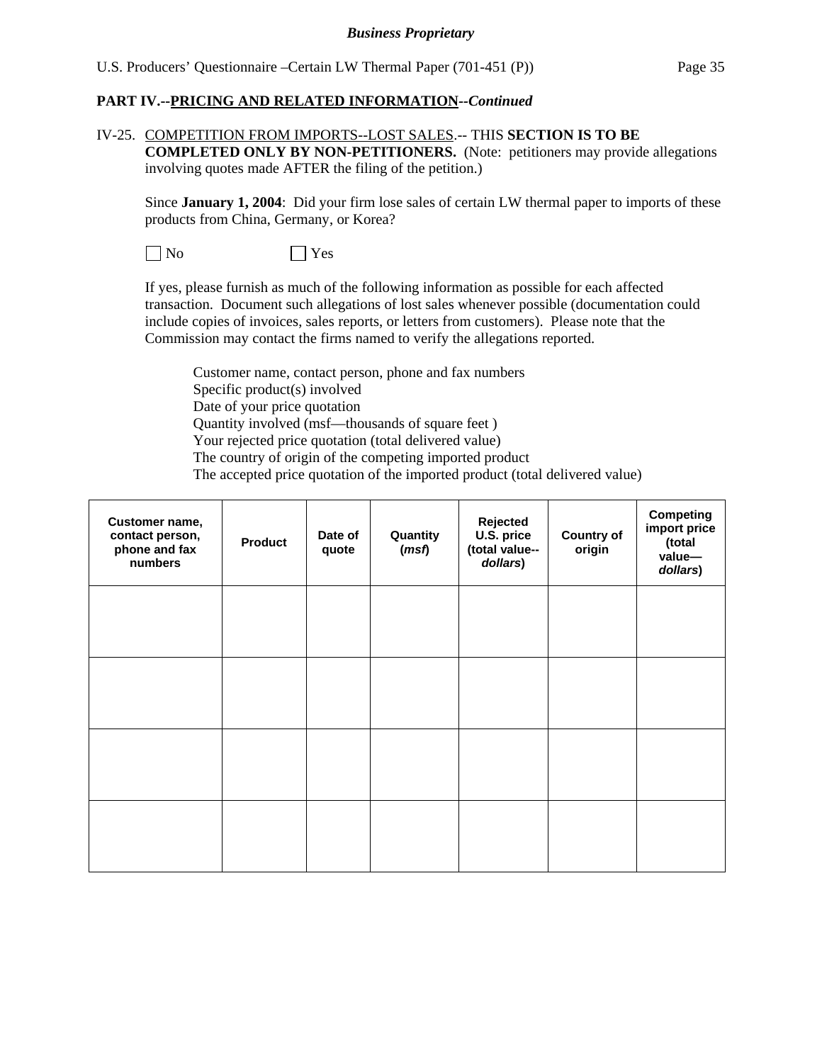**PART IV.--PRICING AND RELATED INFORMATION--*Continued***

IV-25. COMPETITION FROM IMPORTS--LOST SALES.-- THIS **SECTION IS TO BE COMPLETED ONLY BY NON-PETITIONERS.** (Note: petitioners may provide allegations involving quotes made AFTER the filing of the petition.)

Since **January 1, 2004**: Did your firm lose sales of certain LW thermal paper to imports of these products from China, Germany, or Korea?

☐ No ☐ Yes

If yes, please furnish as much of the following information as possible for each affected transaction. Document such allegations of lost sales whenever possible (documentation could include copies of invoices, sales reports, or letters from customers). Please note that the Commission may contact the firms named to verify the allegations reported.

Customer name, contact person, phone and fax numbers
Specific product(s) involved
Date of your price quotation
Quantity involved (msf—thousands of square feet )
Your rejected price quotation (total delivered value)
The country of origin of the competing imported product
The accepted price quotation of the imported product (total delivered value)

| Customer name, contact person, phone and fax numbers | Product | Date of quote | Quantity (*msf*) | Rejected U.S. price (total value--*dollars*) | Country of origin | Competing import price (total value—*dollars*) |
|---|---|---|---|---|---|---|
| | | | | | | |
| | | | | | | |
| | | | | | | |
| | | | | | | |